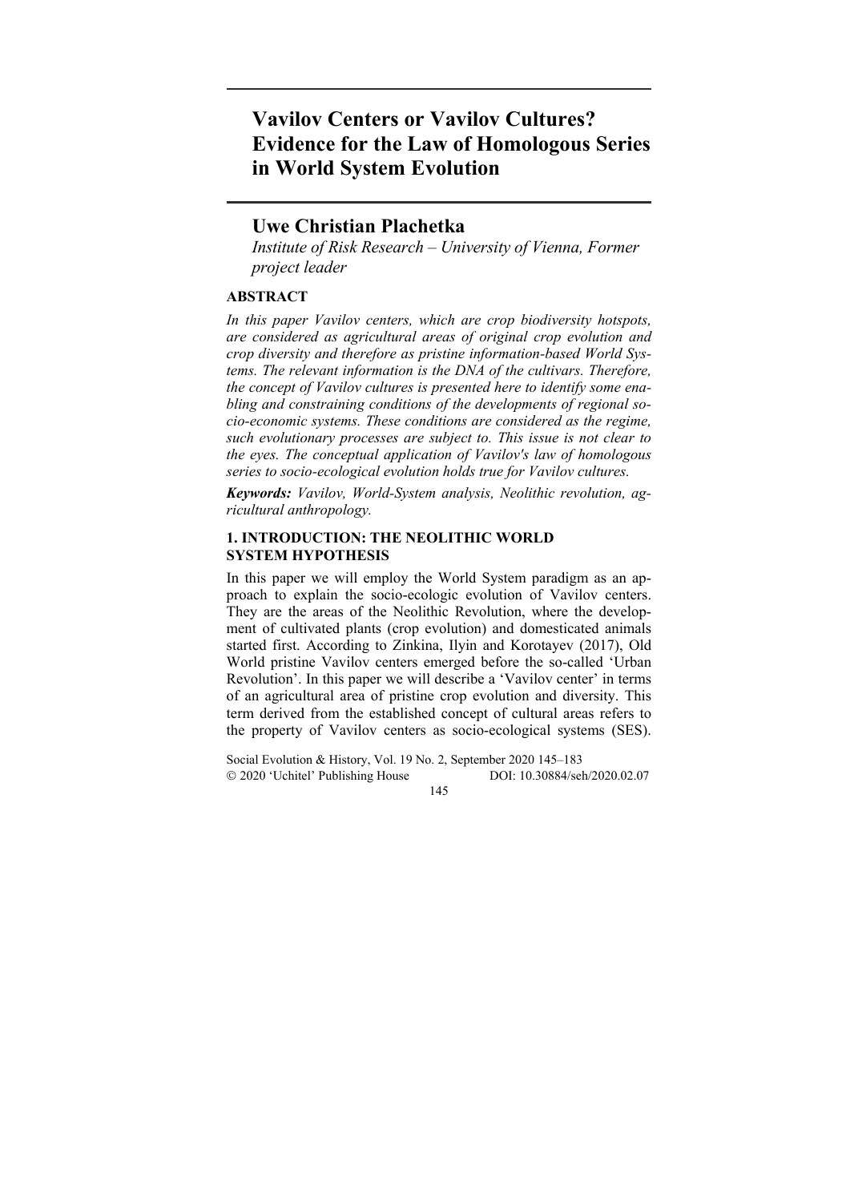# Vavilov Centers or Vavilov Cultures? Evidence for the Law of Homologous Series in World System Evolution

## Uwe Christian Plachetka

*Institute of Risk Research – University of Vienna, Former project leader*

### ABSTRACT

*In this paper Vavilov centers, which are crop biodiversity hotspots, are considered as agricultural areas of original crop evolution and crop diversity and therefore as pristine information-based World Systems. The relevant information is the DNA of the cultivars. Therefore, the concept of Vavilov cultures is presented here to identify some enabling and constraining conditions of the developments of regional socio-economic systems. These conditions are considered as the regime, such evolutionary processes are subject to. This issue is not clear to the eyes. The conceptual application of Vavilov's law of homologous series to socio-ecological evolution holds true for Vavilov cultures.*

***Keywords:*** *Vavilov, World-System analysis, Neolithic revolution, agricultural anthropology.*

### 1. INTRODUCTION: THE NEOLITHIC WORLD SYSTEM HYPOTHESIS

In this paper we will employ the World System paradigm as an approach to explain the socio-ecologic evolution of Vavilov centers. They are the areas of the Neolithic Revolution, where the development of cultivated plants (crop evolution) and domesticated animals started first. According to Zinkina, Ilyin and Korotayev (2017), Old World pristine Vavilov centers emerged before the so-called 'Urban Revolution'. In this paper we will describe a 'Vavilov center' in terms of an agricultural area of pristine crop evolution and diversity. This term derived from the established concept of cultural areas refers to the property of Vavilov centers as socio-ecological systems (SES).

Social Evolution & History, Vol. 19 No. 2, September 2020 145–183
© 2020 'Uchitel' Publishing House DOI: 10.30884/seh/2020.02.07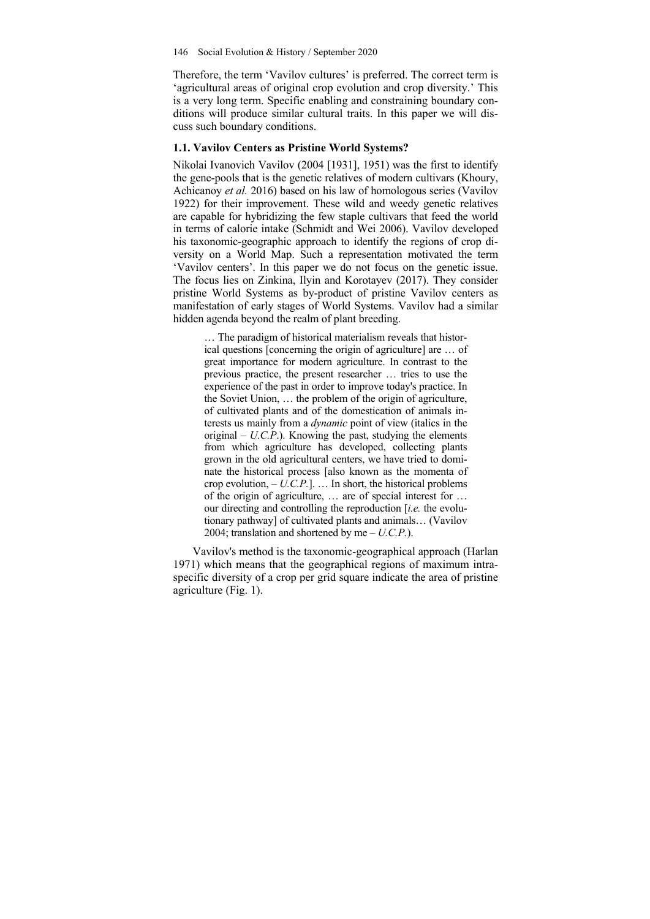Therefore, the term 'Vavilov cultures' is preferred. The correct term is 'agricultural areas of original crop evolution and crop diversity.' This is a very long term. Specific enabling and constraining boundary conditions will produce similar cultural traits. In this paper we will discuss such boundary conditions.

### 1.1. Vavilov Centers as Pristine World Systems?

Nikolai Ivanovich Vavilov (2004 [1931], 1951) was the first to identify the gene-pools that is the genetic relatives of modern cultivars (Khoury, Achicanoy *et al.* 2016) based on his law of homologous series (Vavilov 1922) for their improvement. These wild and weedy genetic relatives are capable for hybridizing the few staple cultivars that feed the world in terms of calorie intake (Schmidt and Wei 2006). Vavilov developed his taxonomic-geographic approach to identify the regions of crop diversity on a World Map. Such a representation motivated the term 'Vavilov centers'. In this paper we do not focus on the genetic issue. The focus lies on Zinkina, Ilyin and Korotayev (2017). They consider pristine World Systems as by-product of pristine Vavilov centers as manifestation of early stages of World Systems. Vavilov had a similar hidden agenda beyond the realm of plant breeding.

> … The paradigm of historical materialism reveals that historical questions [concerning the origin of agriculture] are … of great importance for modern agriculture. In contrast to the previous practice, the present researcher … tries to use the experience of the past in order to improve today's practice. In the Soviet Union, … the problem of the origin of agriculture, of cultivated plants and of the domestication of animals interests us mainly from a *dynamic* point of view (italics in the original – *U.C.P.*). Knowing the past, studying the elements from which agriculture has developed, collecting plants grown in the old agricultural centers, we have tried to dominate the historical process [also known as the momenta of crop evolution, – *U.C.P.*]. … In short, the historical problems of the origin of agriculture, … are of special interest for … our directing and controlling the reproduction [*i.e.* the evolutionary pathway] of cultivated plants and animals… (Vavilov 2004; translation and shortened by me – *U.C.P.*).

Vavilov's method is the taxonomic-geographical approach (Harlan 1971) which means that the geographical regions of maximum intraspecific diversity of a crop per grid square indicate the area of pristine agriculture (Fig. 1).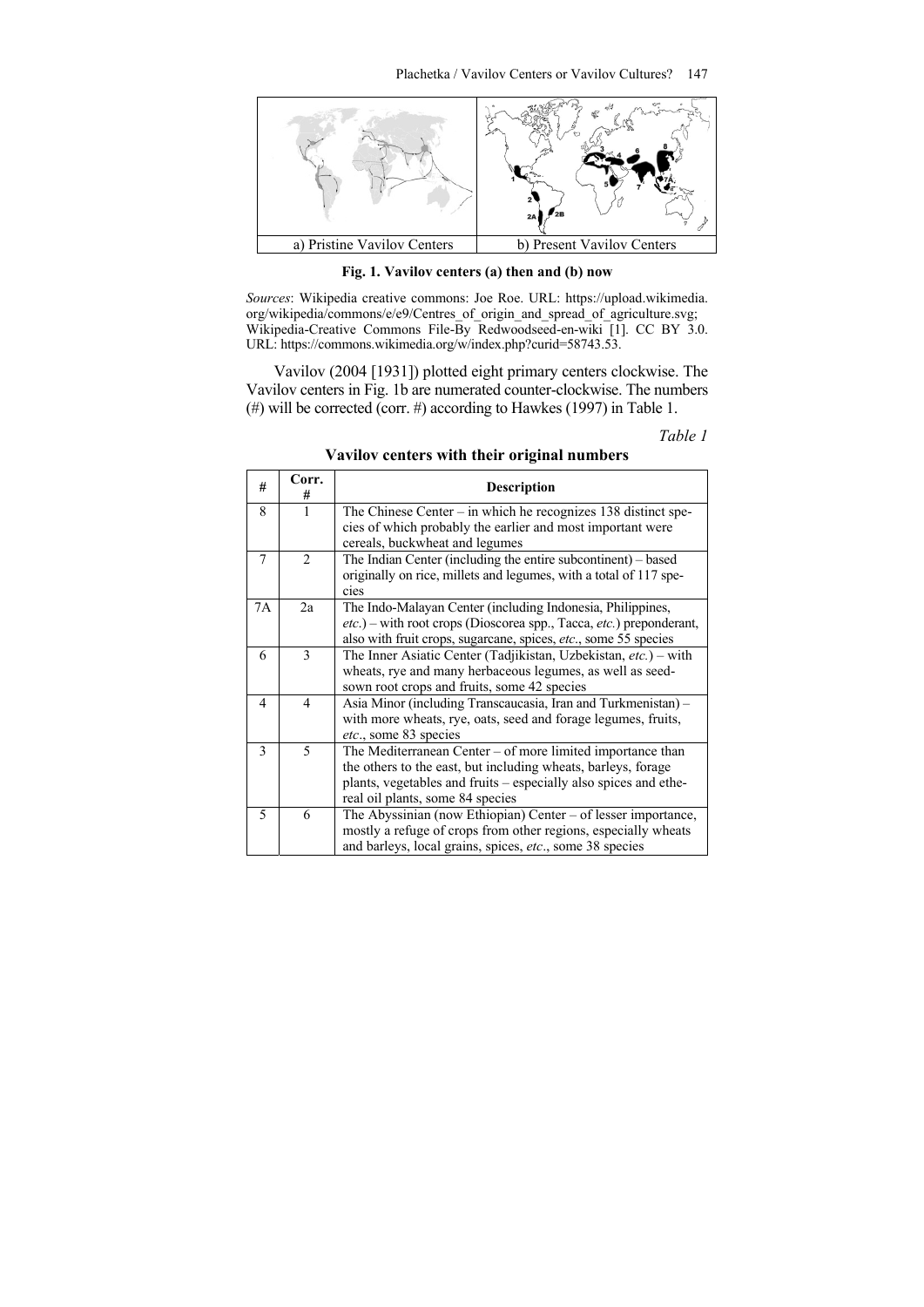| a) Pristine Vavilov Centers | b) Present Vavilov Centers |
|---|---|

**Fig. 1. Vavilov centers (a) then and (b) now**

*Sources*: Wikipedia creative commons: Joe Roe. URL: https://upload.wikimedia.org/wikipedia/commons/e/e9/Centres_of_origin_and_spread_of_agriculture.svg; Wikipedia-Creative Commons File-By Redwoodseed-en-wiki [1]. CC BY 3.0. URL: https://commons.wikimedia.org/w/index.php?curid=58743.53.

Vavilov (2004 [1931]) plotted eight primary centers clockwise. The Vavilov centers in Fig. 1b are numerated counter-clockwise. The numbers (#) will be corrected (corr. #) according to Hawkes (1997) in Table 1.

*Table 1*

**Vavilov centers with their original numbers**

| # | Corr. # | Description |
|---|---|---|
| 8 | 1 | The Chinese Center – in which he recognizes 138 distinct species of which probably the earlier and most important were cereals, buckwheat and legumes |
| 7 | 2 | The Indian Center (including the entire subcontinent) – based originally on rice, millets and legumes, with a total of 117 species |
| 7A | 2a | The Indo-Malayan Center (including Indonesia, Philippines, *etc.*) – with root crops (Dioscorea spp., Tacca, *etc.*) preponderant, also with fruit crops, sugarcane, spices, *etc*., some 55 species |
| 6 | 3 | The Inner Asiatic Center (Tadjikistan, Uzbekistan, *etc.*) – with wheats, rye and many herbaceous legumes, as well as seed-sown root crops and fruits, some 42 species |
| 4 | 4 | Asia Minor (including Transcaucasia, Iran and Turkmenistan) – with more wheats, rye, oats, seed and forage legumes, fruits, *etc*., some 83 species |
| 3 | 5 | The Mediterranean Center – of more limited importance than the others to the east, but including wheats, barleys, forage plants, vegetables and fruits – especially also spices and ethereal oil plants, some 84 species |
| 5 | 6 | The Abyssinian (now Ethiopian) Center – of lesser importance, mostly a refuge of crops from other regions, especially wheats and barleys, local grains, spices, *etc*., some 38 species |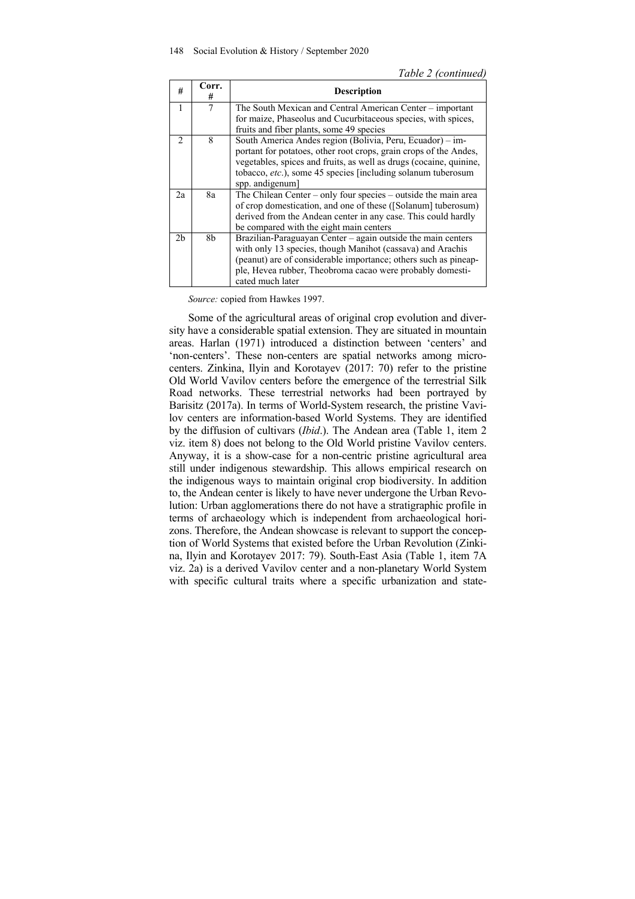*Table 2 (continued)*

| # | Corr. # | Description |
|---|---|---|
| 1 | 7 | The South Mexican and Central American Center – important for maize, Phaseolus and Cucurbitaceous species, with spices, fruits and fiber plants, some 49 species |
| 2 | 8 | South America Andes region (Bolivia, Peru, Ecuador) – important for potatoes, other root crops, grain crops of the Andes, vegetables, spices and fruits, as well as drugs (cocaine, quinine, tobacco, *etc*.), some 45 species [including solanum tuberosum spp. andigenum] |
| 2a | 8a | The Chilean Center – only four species – outside the main area of crop domestication, and one of these ([Solanum] tuberosum) derived from the Andean center in any case. This could hardly be compared with the eight main centers |
| 2b | 8b | Brazilian-Paraguayan Center – again outside the main centers with only 13 species, though Manihot (cassava) and Arachis (peanut) are of considerable importance; others such as pineapple, Hevea rubber, Theobroma cacao were probably domesticated much later |

*Source:* copied from Hawkes 1997.

Some of the agricultural areas of original crop evolution and diversity have a considerable spatial extension. They are situated in mountain areas. Harlan (1971) introduced a distinction between 'centers' and 'non-centers'. These non-centers are spatial networks among micro-centers. Zinkina, Ilyin and Korotayev (2017: 70) refer to the pristine Old World Vavilov centers before the emergence of the terrestrial Silk Road networks. These terrestrial networks had been portrayed by Barisitz (2017a). In terms of World-System research, the pristine Vavilov centers are information-based World Systems. They are identified by the diffusion of cultivars (*Ibid*.). The Andean area (Table 1, item 2 viz. item 8) does not belong to the Old World pristine Vavilov centers. Anyway, it is a show-case for a non-centric pristine agricultural area still under indigenous stewardship. This allows empirical research on the indigenous ways to maintain original crop biodiversity. In addition to, the Andean center is likely to have never undergone the Urban Revolution: Urban agglomerations there do not have a stratigraphic profile in terms of archaeology which is independent from archaeological horizons. Therefore, the Andean showcase is relevant to support the conception of World Systems that existed before the Urban Revolution (Zinkina, Ilyin and Korotayev 2017: 79). South-East Asia (Table 1, item 7A viz. 2a) is a derived Vavilov center and a non-planetary World System with specific cultural traits where a specific urbanization and state-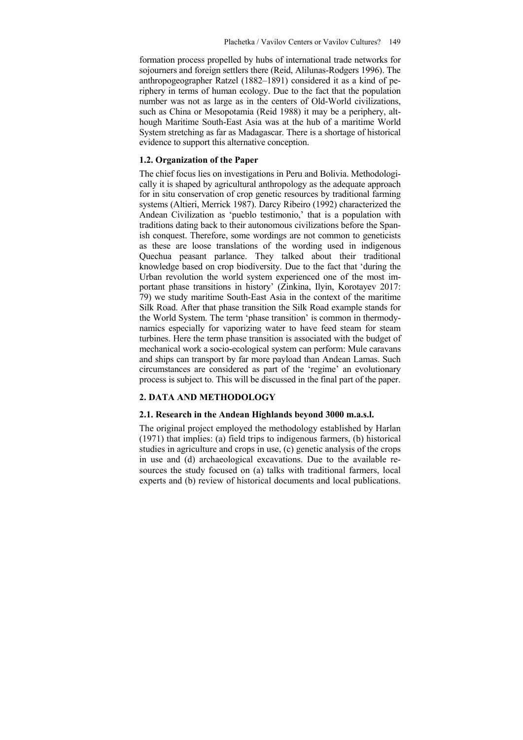formation process propelled by hubs of international trade networks for sojourners and foreign settlers there (Reid, Alilunas-Rodgers 1996). The anthropogeographer Ratzel (1882–1891) considered it as a kind of periphery in terms of human ecology. Due to the fact that the population number was not as large as in the centers of Old-World civilizations, such as China or Mesopotamia (Reid 1988) it may be a periphery, although Maritime South-East Asia was at the hub of a maritime World System stretching as far as Madagascar. There is a shortage of historical evidence to support this alternative conception.

### 1.2. Organization of the Paper

The chief focus lies on investigations in Peru and Bolivia. Methodologically it is shaped by agricultural anthropology as the adequate approach for in situ conservation of crop genetic resources by traditional farming systems (Altieri, Merrick 1987). Darcy Ribeiro (1992) characterized the Andean Civilization as 'pueblo testimonio,' that is a population with traditions dating back to their autonomous civilizations before the Spanish conquest. Therefore, some wordings are not common to geneticists as these are loose translations of the wording used in indigenous Quechua peasant parlance. They talked about their traditional knowledge based on crop biodiversity. Due to the fact that 'during the Urban revolution the world system experienced one of the most important phase transitions in history' (Zinkina, Ilyin, Korotayev 2017: 79) we study maritime South-East Asia in the context of the maritime Silk Road. After that phase transition the Silk Road example stands for the World System. The term 'phase transition' is common in thermodynamics especially for vaporizing water to have feed steam for steam turbines. Here the term phase transition is associated with the budget of mechanical work a socio-ecological system can perform: Mule caravans and ships can transport by far more payload than Andean Lamas. Such circumstances are considered as part of the 'regime' an evolutionary process is subject to. This will be discussed in the final part of the paper.

## 2. DATA AND METHODOLOGY

### 2.1. Research in the Andean Highlands beyond 3000 m.a.s.l.

The original project employed the methodology established by Harlan (1971) that implies: (a) field trips to indigenous farmers, (b) historical studies in agriculture and crops in use, (c) genetic analysis of the crops in use and (d) archaeological excavations. Due to the available resources the study focused on (a) talks with traditional farmers, local experts and (b) review of historical documents and local publications.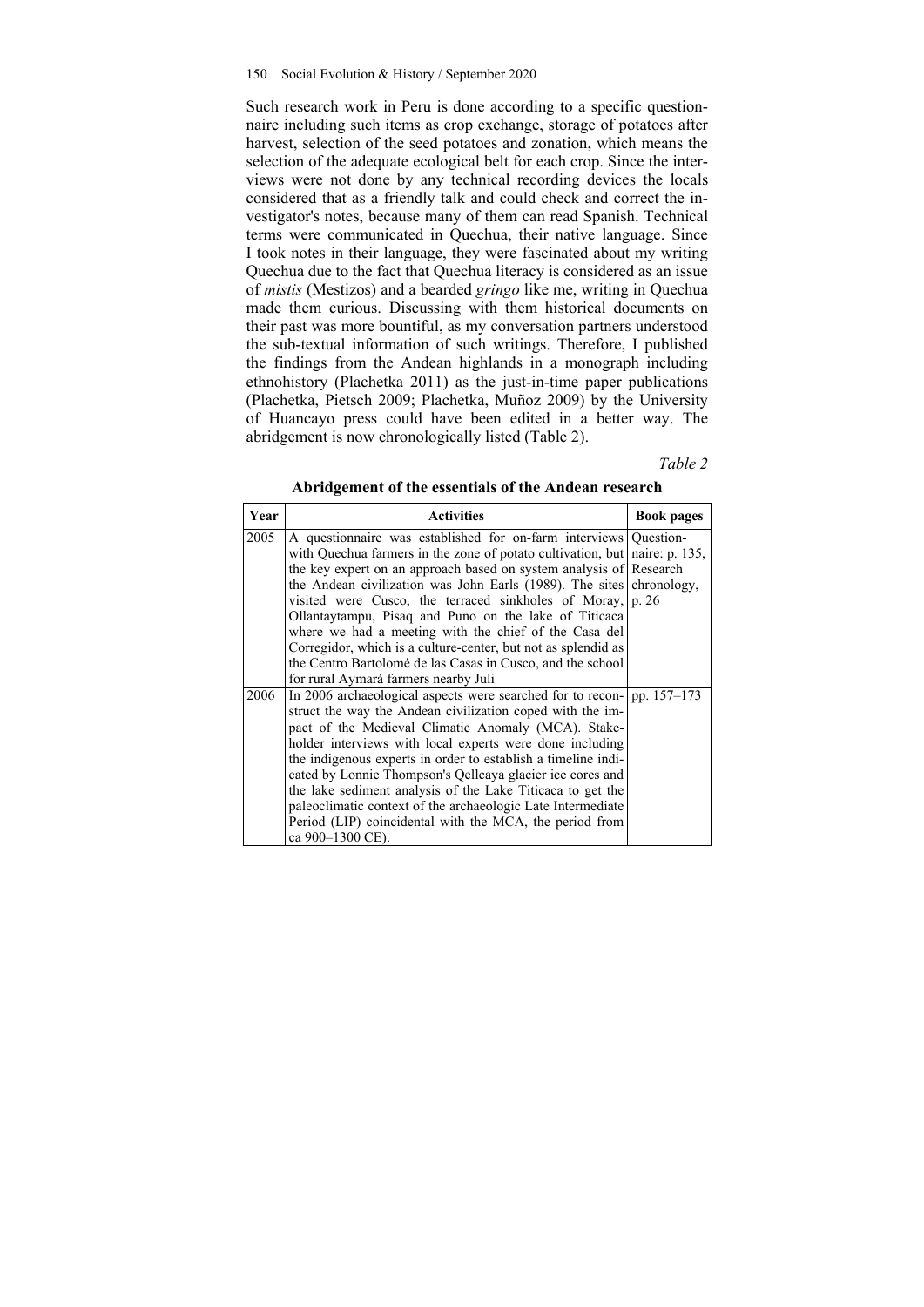Such research work in Peru is done according to a specific questionnaire including such items as crop exchange, storage of potatoes after harvest, selection of the seed potatoes and zonation, which means the selection of the adequate ecological belt for each crop. Since the interviews were not done by any technical recording devices the locals considered that as a friendly talk and could check and correct the investigator's notes, because many of them can read Spanish. Technical terms were communicated in Quechua, their native language. Since I took notes in their language, they were fascinated about my writing Quechua due to the fact that Quechua literacy is considered as an issue of *mistis* (Mestizos) and a bearded *gringo* like me, writing in Quechua made them curious. Discussing with them historical documents on their past was more bountiful, as my conversation partners understood the sub-textual information of such writings. Therefore, I published the findings from the Andean highlands in a monograph including ethnohistory (Plachetka 2011) as the just-in-time paper publications (Plachetka, Pietsch 2009; Plachetka, Muñoz 2009) by the University of Huancayo press could have been edited in a better way. The abridgement is now chronologically listed (Table 2).

*Table 2*

**Abridgement of the essentials of the Andean research**

| Year | Activities | Book pages |
|---|---|---|
| 2005 | A questionnaire was established for on-farm interviews with Quechua farmers in the zone of potato cultivation, but the key expert on an approach based on system analysis of the Andean civilization was John Earls (1989). The sites visited were Cusco, the terraced sinkholes of Moray, Ollantaytampu, Pisaq and Puno on the lake of Titicaca where we had a meeting with the chief of the Casa del Corregidor, which is a culture-center, but not as splendid as the Centro Bartolomé de las Casas in Cusco, and the school for rural Aymará farmers nearby Juli | Questionnaire: p. 135, Research chronology, p. 26 |
| 2006 | In 2006 archaeological aspects were searched for to reconstruct the way the Andean civilization coped with the impact of the Medieval Climatic Anomaly (MCA). Stakeholder interviews with local experts were done including the indigenous experts in order to establish a timeline indicated by Lonnie Thompson's Qellcaya glacier ice cores and the lake sediment analysis of the Lake Titicaca to get the paleoclimatic context of the archaeologic Late Intermediate Period (LIP) coincidental with the MCA, the period from ca 900–1300 CE). | pp. 157–173 |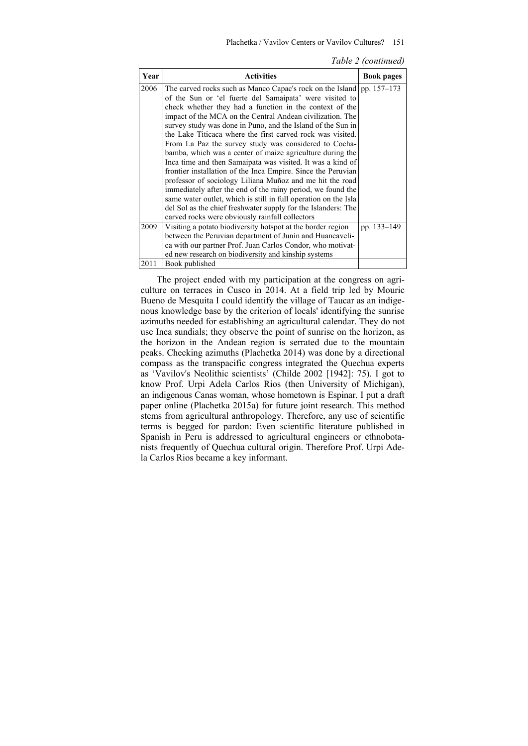*Table 2 (continued)*

| Year | Activities | Book pages |
|---|---|---|
| 2006 | The carved rocks such as Manco Capac's rock on the Island of the Sun or 'el fuerte del Samaipata' were visited to check whether they had a function in the context of the impact of the MCA on the Central Andean civilization. The survey study was done in Puno, and the Island of the Sun in the Lake Titicaca where the first carved rock was visited. From La Paz the survey study was considered to Cochabamba, which was a center of maize agriculture during the Inca time and then Samaipata was visited. It was a kind of frontier installation of the Inca Empire. Since the Peruvian professor of sociology Liliana Muñoz and me hit the road immediately after the end of the rainy period, we found the same water outlet, which is still in full operation on the Isla del Sol as the chief freshwater supply for the Islanders: The carved rocks were obviously rainfall collectors | pp. 157–173 |
| 2009 | Visiting a potato biodiversity hotspot at the border region between the Peruvian department of Junín and Huancavelica with our partner Prof. Juan Carlos Condor, who motivated new research on biodiversity and kinship systems | pp. 133–149 |
| 2011 | Book published | |

The project ended with my participation at the congress on agriculture on terraces in Cusco in 2014. At a field trip led by Mouric Bueno de Mesquita I could identify the village of Taucar as an indigenous knowledge base by the criterion of locals' identifying the sunrise azimuths needed for establishing an agricultural calendar. They do not use Inca sundials; they observe the point of sunrise on the horizon, as the horizon in the Andean region is serrated due to the mountain peaks. Checking azimuths (Plachetka 2014) was done by a directional compass as the transpacific congress integrated the Quechua experts as 'Vavilov's Neolithic scientists' (Childe 2002 [1942]: 75). I got to know Prof. Urpi Adela Carlos Rios (then University of Michigan), an indigenous Canas woman, whose hometown is Espinar. I put a draft paper online (Plachetka 2015a) for future joint research. This method stems from agricultural anthropology. Therefore, any use of scientific terms is begged for pardon: Even scientific literature published in Spanish in Peru is addressed to agricultural engineers or ethnobotanists frequently of Quechua cultural origin. Therefore Prof. Urpi Adela Carlos Rios became a key informant.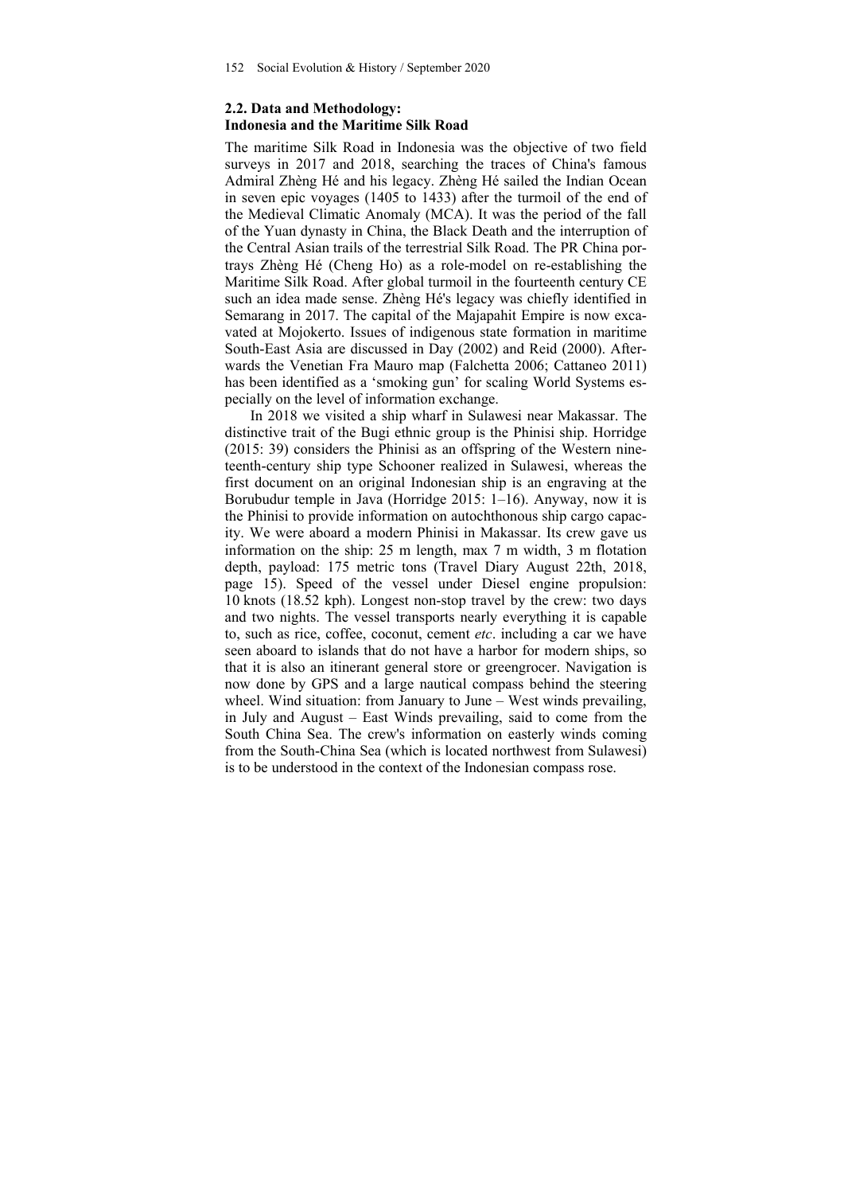### 2.2. Data and Methodology: Indonesia and the Maritime Silk Road

The maritime Silk Road in Indonesia was the objective of two field surveys in 2017 and 2018, searching the traces of China's famous Admiral Zhèng Hé and his legacy. Zhèng Hé sailed the Indian Ocean in seven epic voyages (1405 to 1433) after the turmoil of the end of the Medieval Climatic Anomaly (MCA). It was the period of the fall of the Yuan dynasty in China, the Black Death and the interruption of the Central Asian trails of the terrestrial Silk Road. The PR China portrays Zhèng Hé (Cheng Ho) as a role-model on re-establishing the Maritime Silk Road. After global turmoil in the fourteenth century CE such an idea made sense. Zhèng Hé's legacy was chiefly identified in Semarang in 2017. The capital of the Majapahit Empire is now excavated at Mojokerto. Issues of indigenous state formation in maritime South-East Asia are discussed in Day (2002) and Reid (2000). Afterwards the Venetian Fra Mauro map (Falchetta 2006; Cattaneo 2011) has been identified as a 'smoking gun' for scaling World Systems especially on the level of information exchange.

In 2018 we visited a ship wharf in Sulawesi near Makassar. The distinctive trait of the Bugi ethnic group is the Phinisi ship. Horridge (2015: 39) considers the Phinisi as an offspring of the Western nineteenth-century ship type Schooner realized in Sulawesi, whereas the first document on an original Indonesian ship is an engraving at the Borubudur temple in Java (Horridge 2015: 1–16). Anyway, now it is the Phinisi to provide information on autochthonous ship cargo capacity. We were aboard a modern Phinisi in Makassar. Its crew gave us information on the ship: 25 m length, max 7 m width, 3 m flotation depth, payload: 175 metric tons (Travel Diary August 22th, 2018, page 15). Speed of the vessel under Diesel engine propulsion: 10 knots (18.52 kph). Longest non-stop travel by the crew: two days and two nights. The vessel transports nearly everything it is capable to, such as rice, coffee, coconut, cement *etc*. including a car we have seen aboard to islands that do not have a harbor for modern ships, so that it is also an itinerant general store or greengrocer. Navigation is now done by GPS and a large nautical compass behind the steering wheel. Wind situation: from January to June – West winds prevailing, in July and August – East Winds prevailing, said to come from the South China Sea. The crew's information on easterly winds coming from the South-China Sea (which is located northwest from Sulawesi) is to be understood in the context of the Indonesian compass rose.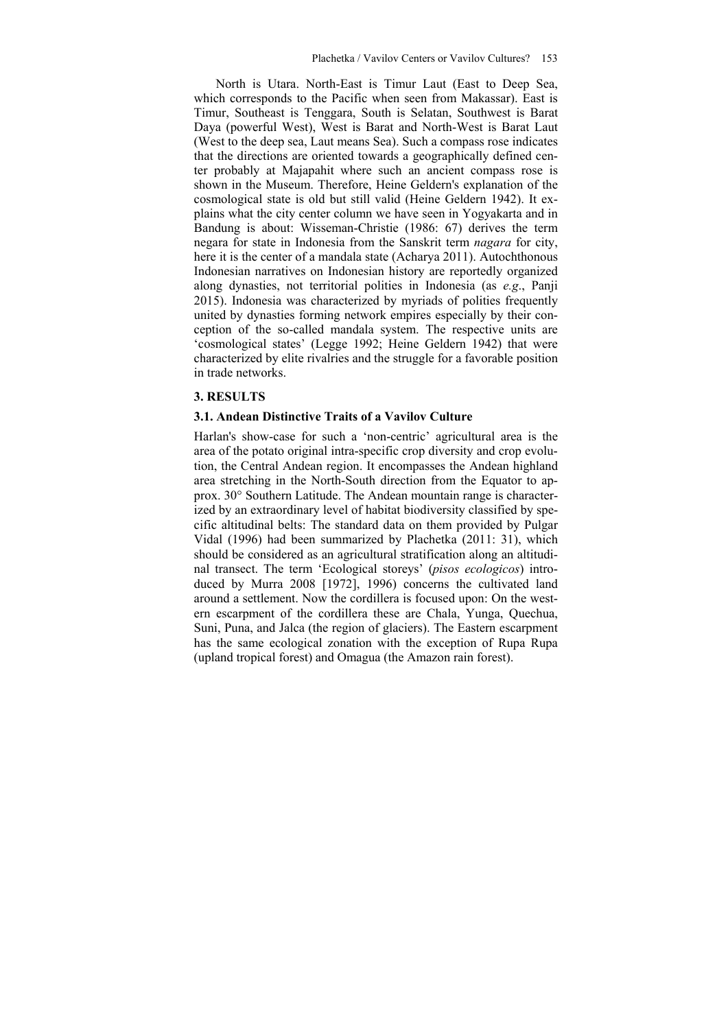North is Utara. North-East is Timur Laut (East to Deep Sea, which corresponds to the Pacific when seen from Makassar). East is Timur, Southeast is Tenggara, South is Selatan, Southwest is Barat Daya (powerful West), West is Barat and North-West is Barat Laut (West to the deep sea, Laut means Sea). Such a compass rose indicates that the directions are oriented towards a geographically defined center probably at Majapahit where such an ancient compass rose is shown in the Museum. Therefore, Heine Geldern's explanation of the cosmological state is old but still valid (Heine Geldern 1942). It explains what the city center column we have seen in Yogyakarta and in Bandung is about: Wisseman-Christie (1986: 67) derives the term negara for state in Indonesia from the Sanskrit term *nagara* for city, here it is the center of a mandala state (Acharya 2011). Autochthonous Indonesian narratives on Indonesian history are reportedly organized along dynasties, not territorial polities in Indonesia (as *e.g*., Panji 2015). Indonesia was characterized by myriads of polities frequently united by dynasties forming network empires especially by their conception of the so-called mandala system. The respective units are 'cosmological states' (Legge 1992; Heine Geldern 1942) that were characterized by elite rivalries and the struggle for a favorable position in trade networks.

## 3. RESULTS

### 3.1. Andean Distinctive Traits of a Vavilov Culture

Harlan's show-case for such a 'non-centric' agricultural area is the area of the potato original intra-specific crop diversity and crop evolution, the Central Andean region. It encompasses the Andean highland area stretching in the North-South direction from the Equator to approx. 30° Southern Latitude. The Andean mountain range is characterized by an extraordinary level of habitat biodiversity classified by specific altitudinal belts: The standard data on them provided by Pulgar Vidal (1996) had been summarized by Plachetka (2011: 31), which should be considered as an agricultural stratification along an altitudinal transect. The term 'Ecological storeys' (*pisos ecologicos*) introduced by Murra 2008 [1972], 1996) concerns the cultivated land around a settlement. Now the cordillera is focused upon: On the western escarpment of the cordillera these are Chala, Yunga, Quechua, Suni, Puna, and Jalca (the region of glaciers). The Eastern escarpment has the same ecological zonation with the exception of Rupa Rupa (upland tropical forest) and Omagua (the Amazon rain forest).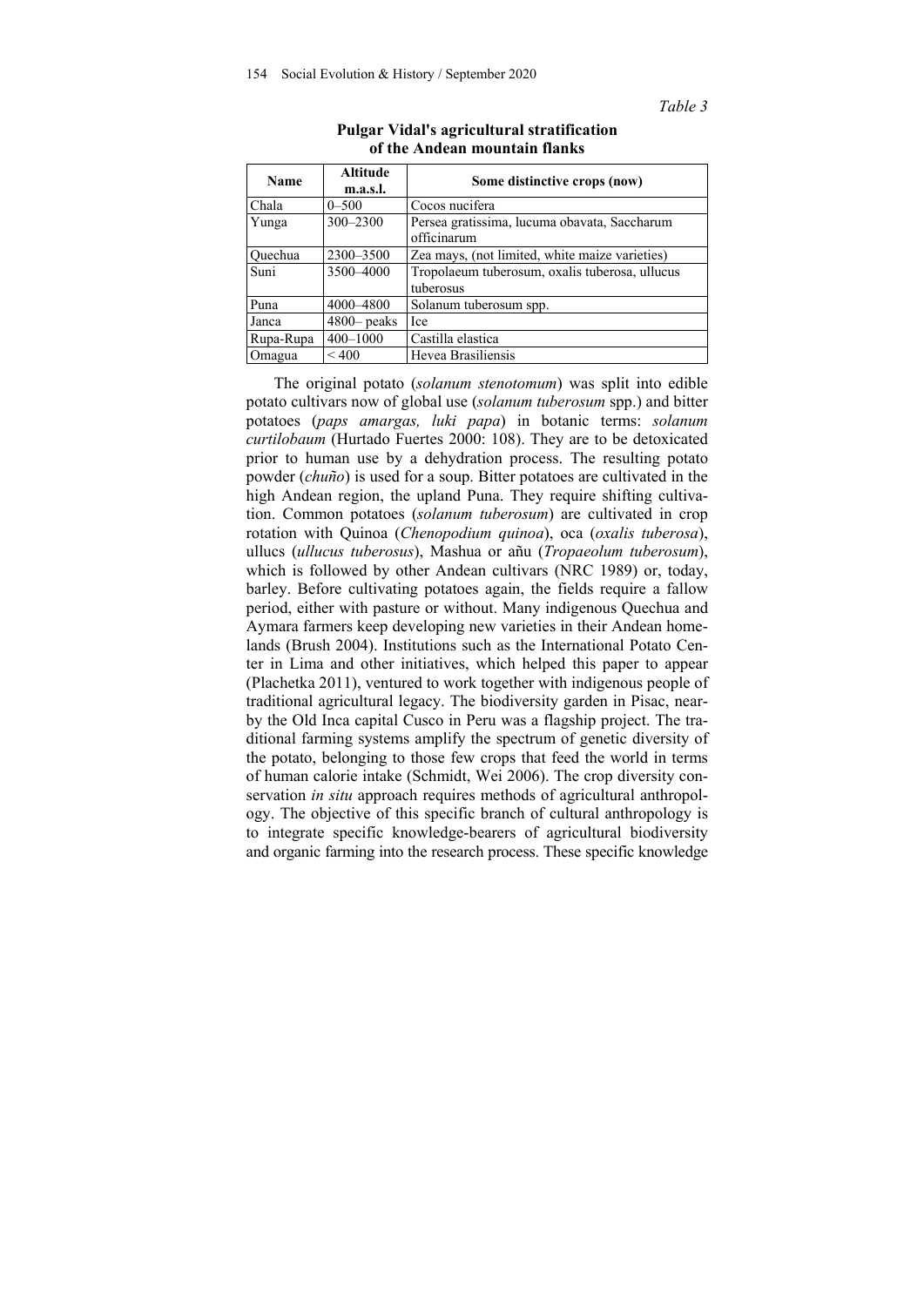*Table 3*

**Pulgar Vidal's agricultural stratification of the Andean mountain flanks**

| Name | Altitude m.a.s.l. | Some distinctive crops (now) |
|---|---|---|
| Chala | 0–500 | Cocos nucifera |
| Yunga | 300–2300 | Persea gratissima, lucuma obavata, Saccharum officinarum |
| Quechua | 2300–3500 | Zea mays, (not limited, white maize varieties) |
| Suni | 3500–4000 | Tropolaeum tuberosum, oxalis tuberosa, ullucus tuberosus |
| Puna | 4000–4800 | Solanum tuberosum spp. |
| Janca | 4800– peaks | Ice |
| Rupa-Rupa | 400–1000 | Castilla elastica |
| Omagua | < 400 | Hevea Brasiliensis |

The original potato (*solanum stenotomum*) was split into edible potato cultivars now of global use (*solanum tuberosum* spp.) and bitter potatoes (*paps amargas, luki papa*) in botanic terms: *solanum curtilobaum* (Hurtado Fuertes 2000: 108). They are to be detoxicated prior to human use by a dehydration process. The resulting potato powder (*chuño*) is used for a soup. Bitter potatoes are cultivated in the high Andean region, the upland Puna. They require shifting cultivation. Common potatoes (*solanum tuberosum*) are cultivated in crop rotation with Quinoa (*Chenopodium quinoa*), oca (*oxalis tuberosa*), ullucs (*ullucus tuberosus*), Mashua or añu (*Tropaeolum tuberosum*), which is followed by other Andean cultivars (NRC 1989) or, today, barley. Before cultivating potatoes again, the fields require a fallow period, either with pasture or without. Many indigenous Quechua and Aymara farmers keep developing new varieties in their Andean homelands (Brush 2004). Institutions such as the International Potato Center in Lima and other initiatives, which helped this paper to appear (Plachetka 2011), ventured to work together with indigenous people of traditional agricultural legacy. The biodiversity garden in Pisac, nearby the Old Inca capital Cusco in Peru was a flagship project. The traditional farming systems amplify the spectrum of genetic diversity of the potato, belonging to those few crops that feed the world in terms of human calorie intake (Schmidt, Wei 2006). The crop diversity conservation *in situ* approach requires methods of agricultural anthropology. The objective of this specific branch of cultural anthropology is to integrate specific knowledge-bearers of agricultural biodiversity and organic farming into the research process. These specific knowledge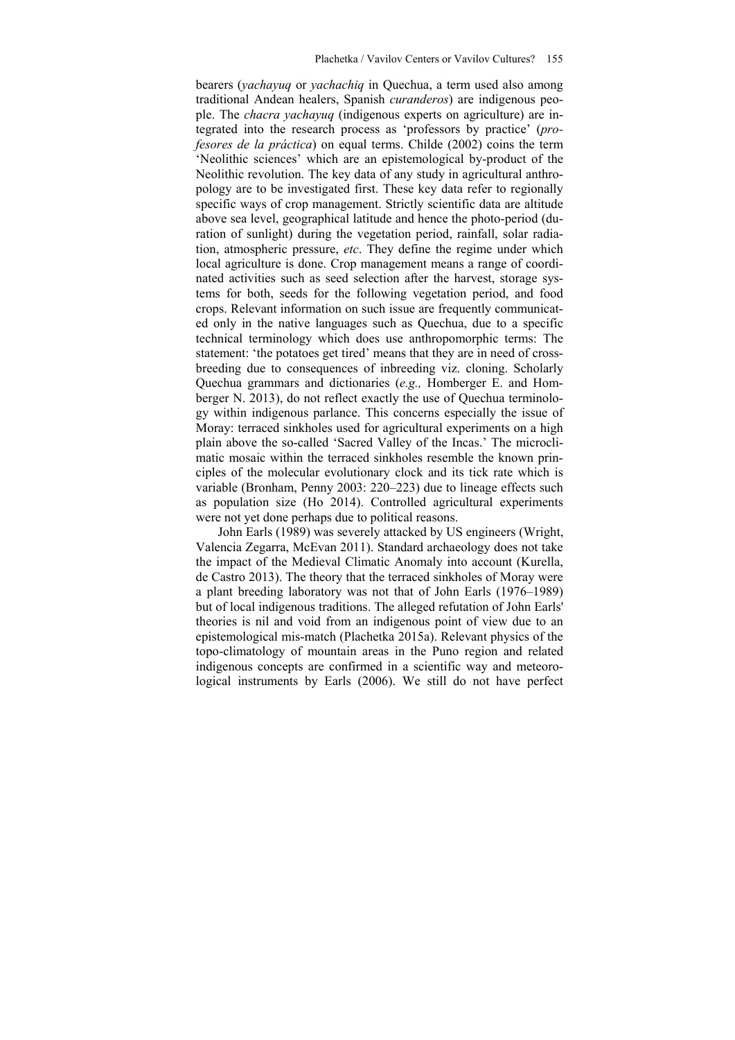bearers (*yachayuq* or *yachachiq* in Quechua, a term used also among traditional Andean healers, Spanish *curanderos*) are indigenous people. The *chacra yachayuq* (indigenous experts on agriculture) are integrated into the research process as 'professors by practice' (*profesores de la práctica*) on equal terms. Childe (2002) coins the term 'Neolithic sciences' which are an epistemological by-product of the Neolithic revolution. The key data of any study in agricultural anthropology are to be investigated first. These key data refer to regionally specific ways of crop management. Strictly scientific data are altitude above sea level, geographical latitude and hence the photo-period (duration of sunlight) during the vegetation period, rainfall, solar radiation, atmospheric pressure, *etc*. They define the regime under which local agriculture is done. Crop management means a range of coordinated activities such as seed selection after the harvest, storage systems for both, seeds for the following vegetation period, and food crops. Relevant information on such issue are frequently communicated only in the native languages such as Quechua, due to a specific technical terminology which does use anthropomorphic terms: The statement: 'the potatoes get tired' means that they are in need of cross-breeding due to consequences of inbreeding viz. cloning. Scholarly Quechua grammars and dictionaries (*e.g.,* Homberger E. and Homberger N. 2013), do not reflect exactly the use of Quechua terminology within indigenous parlance. This concerns especially the issue of Moray: terraced sinkholes used for agricultural experiments on a high plain above the so-called 'Sacred Valley of the Incas.' The microclimatic mosaic within the terraced sinkholes resemble the known principles of the molecular evolutionary clock and its tick rate which is variable (Bronham, Penny 2003: 220–223) due to lineage effects such as population size (Ho 2014). Controlled agricultural experiments were not yet done perhaps due to political reasons.

John Earls (1989) was severely attacked by US engineers (Wright, Valencia Zegarra, McEvan 2011). Standard archaeology does not take the impact of the Medieval Climatic Anomaly into account (Kurella, de Castro 2013). The theory that the terraced sinkholes of Moray were a plant breeding laboratory was not that of John Earls (1976–1989) but of local indigenous traditions. The alleged refutation of John Earls' theories is nil and void from an indigenous point of view due to an epistemological mis-match (Plachetka 2015a). Relevant physics of the topo-climatology of mountain areas in the Puno region and related indigenous concepts are confirmed in a scientific way and meteorological instruments by Earls (2006). We still do not have perfect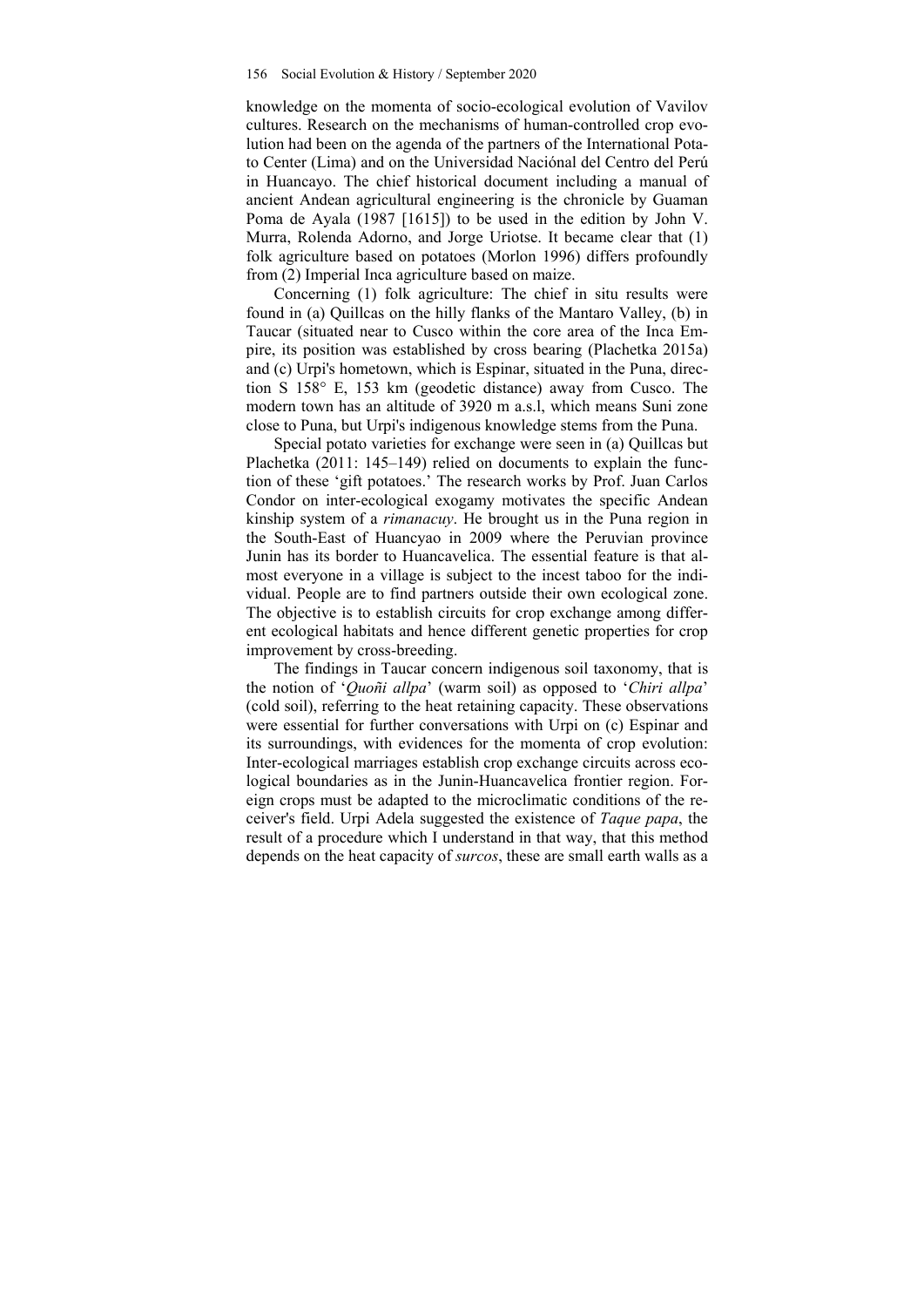knowledge on the momenta of socio-ecological evolution of Vavilov cultures. Research on the mechanisms of human-controlled crop evolution had been on the agenda of the partners of the International Potato Center (Lima) and on the Universidad Naciónal del Centro del Perú in Huancayo. The chief historical document including a manual of ancient Andean agricultural engineering is the chronicle by Guaman Poma de Ayala (1987 [1615]) to be used in the edition by John V. Murra, Rolenda Adorno, and Jorge Uriotse. It became clear that (1) folk agriculture based on potatoes (Morlon 1996) differs profoundly from (2) Imperial Inca agriculture based on maize.

Concerning (1) folk agriculture: The chief in situ results were found in (a) Quillcas on the hilly flanks of the Mantaro Valley, (b) in Taucar (situated near to Cusco within the core area of the Inca Empire, its position was established by cross bearing (Plachetka 2015a) and (c) Urpi's hometown, which is Espinar, situated in the Puna, direction S 158° E, 153 km (geodetic distance) away from Cusco. The modern town has an altitude of 3920 m a.s.l, which means Suni zone close to Puna, but Urpi's indigenous knowledge stems from the Puna.

Special potato varieties for exchange were seen in (a) Quillcas but Plachetka (2011: 145–149) relied on documents to explain the function of these 'gift potatoes.' The research works by Prof. Juan Carlos Condor on inter-ecological exogamy motivates the specific Andean kinship system of a *rimanacuy*. He brought us in the Puna region in the South-East of Huancyao in 2009 where the Peruvian province Junin has its border to Huancavelica. The essential feature is that almost everyone in a village is subject to the incest taboo for the individual. People are to find partners outside their own ecological zone. The objective is to establish circuits for crop exchange among different ecological habitats and hence different genetic properties for crop improvement by cross-breeding.

The findings in Taucar concern indigenous soil taxonomy, that is the notion of '*Quoñi allpa*' (warm soil) as opposed to '*Chiri allpa*' (cold soil), referring to the heat retaining capacity. These observations were essential for further conversations with Urpi on (c) Espinar and its surroundings, with evidences for the momenta of crop evolution: Inter-ecological marriages establish crop exchange circuits across ecological boundaries as in the Junin-Huancavelica frontier region. Foreign crops must be adapted to the microclimatic conditions of the receiver's field. Urpi Adela suggested the existence of *Taque papa*, the result of a procedure which I understand in that way, that this method depends on the heat capacity of *surcos*, these are small earth walls as a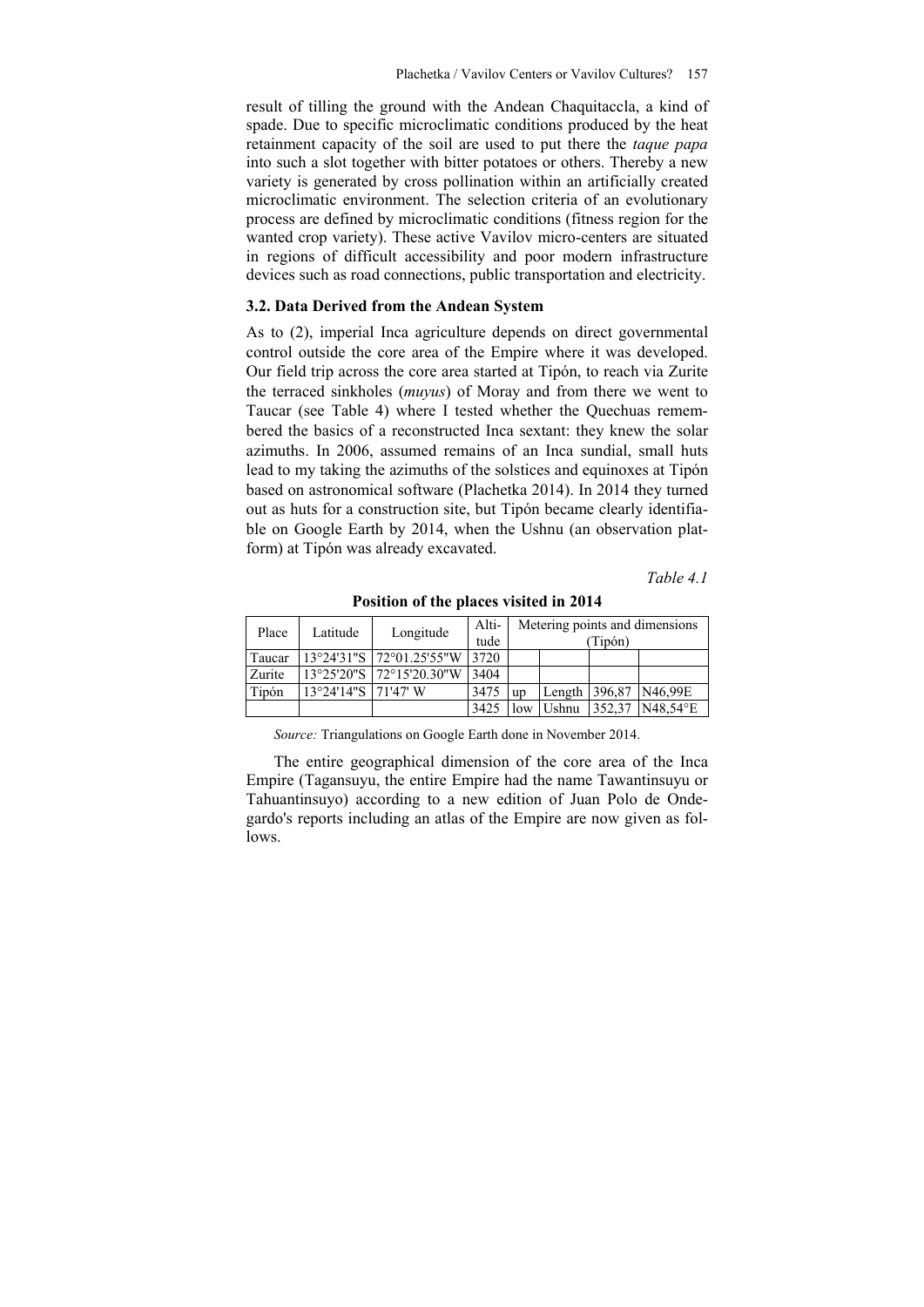result of tilling the ground with the Andean Chaquitaccla, a kind of spade. Due to specific microclimatic conditions produced by the heat retainment capacity of the soil are used to put there the *taque papa* into such a slot together with bitter potatoes or others. Thereby a new variety is generated by cross pollination within an artificially created microclimatic environment. The selection criteria of an evolutionary process are defined by microclimatic conditions (fitness region for the wanted crop variety). These active Vavilov micro-centers are situated in regions of difficult accessibility and poor modern infrastructure devices such as road connections, public transportation and electricity.

### 3.2. Data Derived from the Andean System

As to (2), imperial Inca agriculture depends on direct governmental control outside the core area of the Empire where it was developed. Our field trip across the core area started at Tipón, to reach via Zurite the terraced sinkholes (*muyus*) of Moray and from there we went to Taucar (see Table 4) where I tested whether the Quechuas remembered the basics of a reconstructed Inca sextant: they knew the solar azimuths. In 2006, assumed remains of an Inca sundial, small huts lead to my taking the azimuths of the solstices and equinoxes at Tipón based on astronomical software (Plachetka 2014). In 2014 they turned out as huts for a construction site, but Tipón became clearly identifiable on Google Earth by 2014, when the Ushnu (an observation platform) at Tipón was already excavated.

*Table 4.1*

**Position of the places visited in 2014**

| Place | Latitude | Longitude | Altitude | Metering points and dimensions (Tipón) | | | |
|---|---|---|---|---|---|---|---|
| Taucar | 13°24'31"S | 72°01.25'55"W | 3720 | | | | |
| Zurite | 13°25'20"S | 72°15'20.30"W | 3404 | | | | |
| Tipón | 13°24'14"S | 71'47' W | 3475 | up | Length | 396,87 | N46,99E |
| | | | 3425 | low | Ushnu | 352,37 | N48,54°E |

*Source:* Triangulations on Google Earth done in November 2014.

The entire geographical dimension of the core area of the Inca Empire (Tagansuyu, the entire Empire had the name Tawantinsuyu or Tahuantinsuyo) according to a new edition of Juan Polo de Ondegardo's reports including an atlas of the Empire are now given as follows.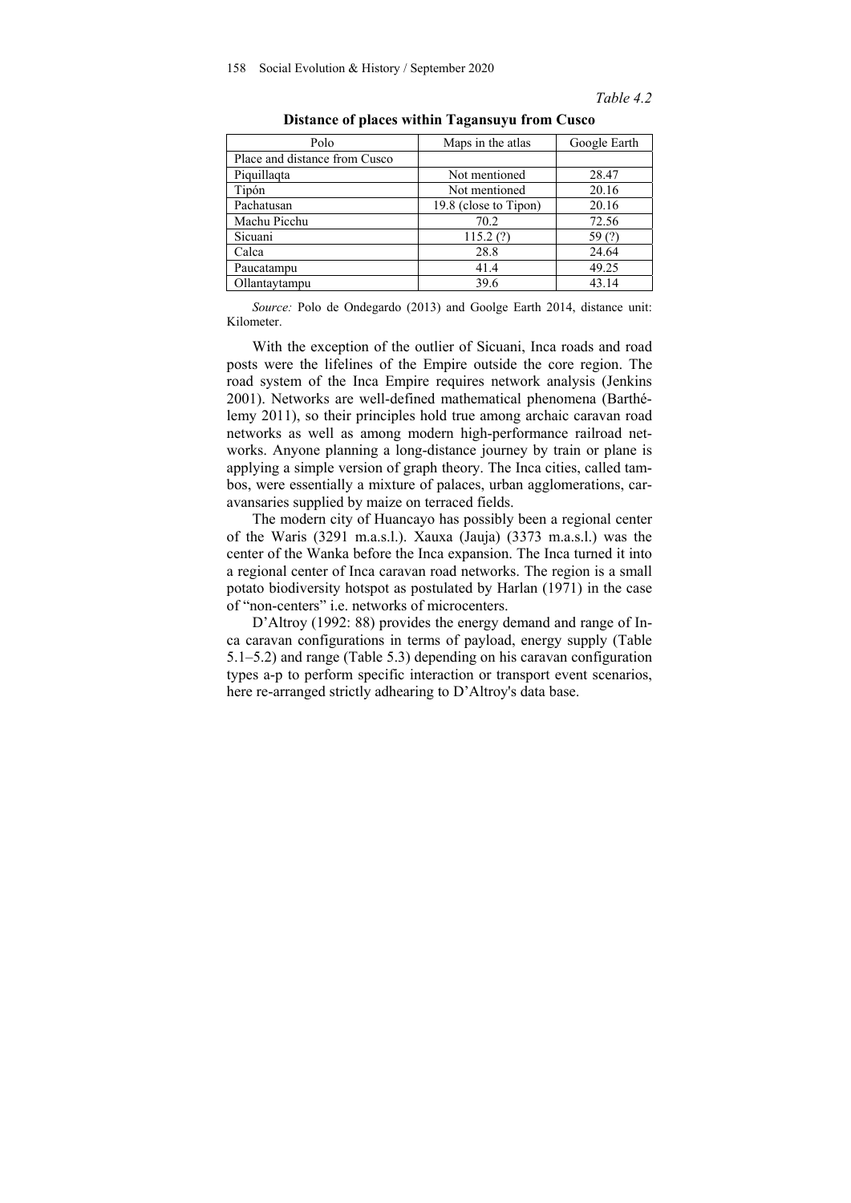*Table 4.2*

**Distance of places within Tagansuyu from Cusco**

| Polo | Maps in the atlas | Google Earth |
|---|---|---|
| Place and distance from Cusco | | |
| Piquillaqta | Not mentioned | 28.47 |
| Tipón | Not mentioned | 20.16 |
| Pachatusan | 19.8 (close to Tipon) | 20.16 |
| Machu Picchu | 70.2 | 72.56 |
| Sicuani | 115.2 (?) | 59 (?) |
| Calca | 28.8 | 24.64 |
| Paucatampu | 41.4 | 49.25 |
| Ollantaytampu | 39.6 | 43.14 |

*Source:* Polo de Ondegardo (2013) and Goolge Earth 2014, distance unit: Kilometer.

With the exception of the outlier of Sicuani, Inca roads and road posts were the lifelines of the Empire outside the core region. The road system of the Inca Empire requires network analysis (Jenkins 2001). Networks are well-defined mathematical phenomena (Barthélemy 2011), so their principles hold true among archaic caravan road networks as well as among modern high-performance railroad networks. Anyone planning a long-distance journey by train or plane is applying a simple version of graph theory. The Inca cities, called tambos, were essentially a mixture of palaces, urban agglomerations, caravansaries supplied by maize on terraced fields.

The modern city of Huancayo has possibly been a regional center of the Waris (3291 m.a.s.l.). Xauxa (Jauja) (3373 m.a.s.l.) was the center of the Wanka before the Inca expansion. The Inca turned it into a regional center of Inca caravan road networks. The region is a small potato biodiversity hotspot as postulated by Harlan (1971) in the case of "non-centers" i.e. networks of microcenters.

D'Altroy (1992: 88) provides the energy demand and range of Inca caravan configurations in terms of payload, energy supply (Table 5.1–5.2) and range (Table 5.3) depending on his caravan configuration types a-p to perform specific interaction or transport event scenarios, here re-arranged strictly adhearing to D'Altroy's data base.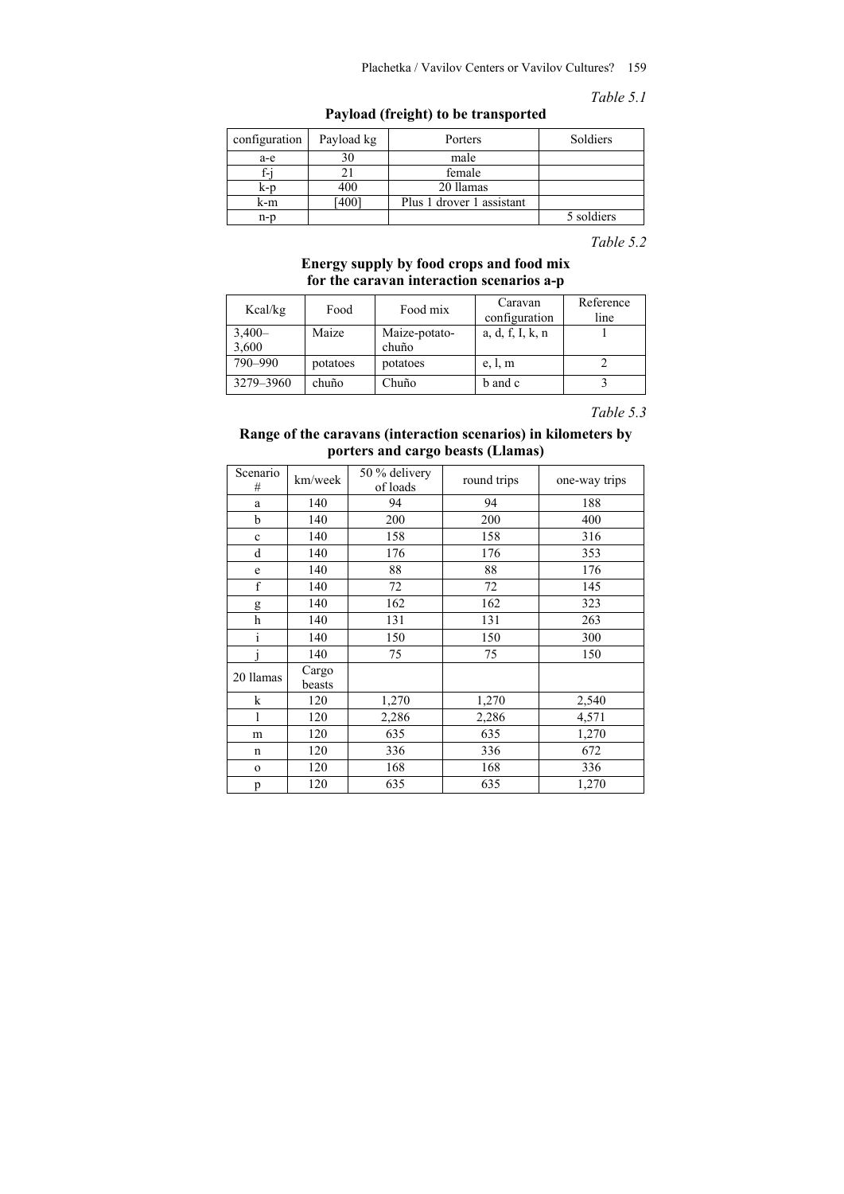*Table 5.1*

**Payload (freight) to be transported**

| configuration | Payload kg | Porters | Soldiers |
|---|---|---|---|
| a-e | 30 | male | |
| f-j | 21 | female | |
| k-p | 400 | 20 llamas | |
| k-m | [400] | Plus 1 drover 1 assistant | |
| n-p | | | 5 soldiers |

*Table 5.2*

**Energy supply by food crops and food mix for the caravan interaction scenarios a-p**

| Kcal/kg | Food | Food mix | Caravan configuration | Reference line |
|---|---|---|---|---|
| 3,400–3,600 | Maize | Maize-potato-chuño | a, d, f, I, k, n | 1 |
| 790–990 | potatoes | potatoes | e, l, m | 2 |
| 3279–3960 | chuño | Chuño | b and c | 3 |

*Table 5.3*

**Range of the caravans (interaction scenarios) in kilometers by porters and cargo beasts (Llamas)**

| Scenario # | km/week | 50 % delivery of loads | round trips | one-way trips |
|---|---|---|---|---|
| a | 140 | 94 | 94 | 188 |
| b | 140 | 200 | 200 | 400 |
| c | 140 | 158 | 158 | 316 |
| d | 140 | 176 | 176 | 353 |
| e | 140 | 88 | 88 | 176 |
| f | 140 | 72 | 72 | 145 |
| g | 140 | 162 | 162 | 323 |
| h | 140 | 131 | 131 | 263 |
| i | 140 | 150 | 150 | 300 |
| j | 140 | 75 | 75 | 150 |
| 20 llamas | Cargo beasts | | | |
| k | 120 | 1,270 | 1,270 | 2,540 |
| l | 120 | 2,286 | 2,286 | 4,571 |
| m | 120 | 635 | 635 | 1,270 |
| n | 120 | 336 | 336 | 672 |
| o | 120 | 168 | 168 | 336 |
| p | 120 | 635 | 635 | 1,270 |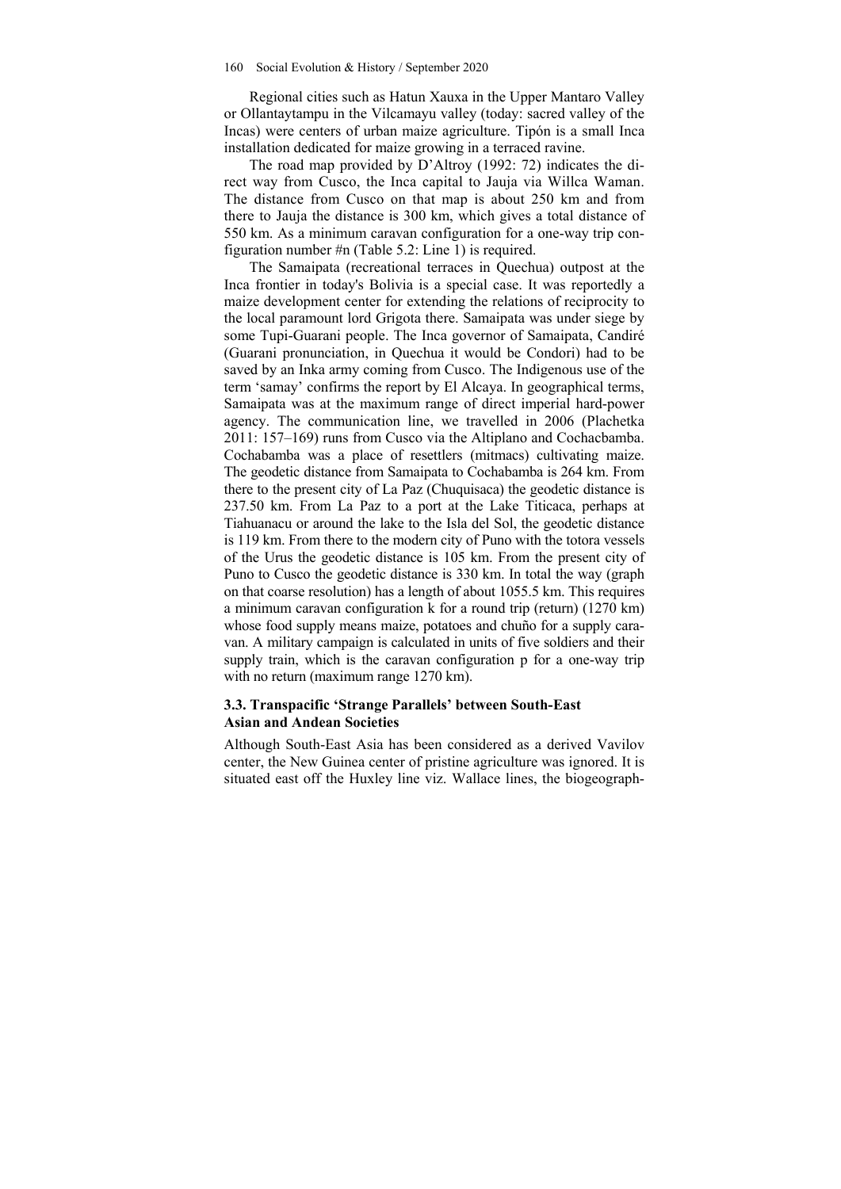Regional cities such as Hatun Xauxa in the Upper Mantaro Valley or Ollantaytampu in the Vilcamayu valley (today: sacred valley of the Incas) were centers of urban maize agriculture. Tipón is a small Inca installation dedicated for maize growing in a terraced ravine.

The road map provided by D'Altroy (1992: 72) indicates the direct way from Cusco, the Inca capital to Jauja via Willca Waman. The distance from Cusco on that map is about 250 km and from there to Jauja the distance is 300 km, which gives a total distance of 550 km. As a minimum caravan configuration for a one-way trip configuration number #n (Table 5.2: Line 1) is required.

The Samaipata (recreational terraces in Quechua) outpost at the Inca frontier in today's Bolivia is a special case. It was reportedly a maize development center for extending the relations of reciprocity to the local paramount lord Grigota there. Samaipata was under siege by some Tupi-Guarani people. The Inca governor of Samaipata, Candiré (Guarani pronunciation, in Quechua it would be Condori) had to be saved by an Inka army coming from Cusco. The Indigenous use of the term 'samay' confirms the report by El Alcaya. In geographical terms, Samaipata was at the maximum range of direct imperial hard-power agency. The communication line, we travelled in 2006 (Plachetka 2011: 157–169) runs from Cusco via the Altiplano and Cochacbamba. Cochabamba was a place of resettlers (mitmacs) cultivating maize. The geodetic distance from Samaipata to Cochabamba is 264 km. From there to the present city of La Paz (Chuquisaca) the geodetic distance is 237.50 km. From La Paz to a port at the Lake Titicaca, perhaps at Tiahuanacu or around the lake to the Isla del Sol, the geodetic distance is 119 km. From there to the modern city of Puno with the totora vessels of the Urus the geodetic distance is 105 km. From the present city of Puno to Cusco the geodetic distance is 330 km. In total the way (graph on that coarse resolution) has a length of about 1055.5 km. This requires a minimum caravan configuration k for a round trip (return) (1270 km) whose food supply means maize, potatoes and chuño for a supply caravan. A military campaign is calculated in units of five soldiers and their supply train, which is the caravan configuration p for a one-way trip with no return (maximum range 1270 km).

### 3.3. Transpacific 'Strange Parallels' between South-East Asian and Andean Societies

Although South-East Asia has been considered as a derived Vavilov center, the New Guinea center of pristine agriculture was ignored. It is situated east off the Huxley line viz. Wallace lines, the biogeograph-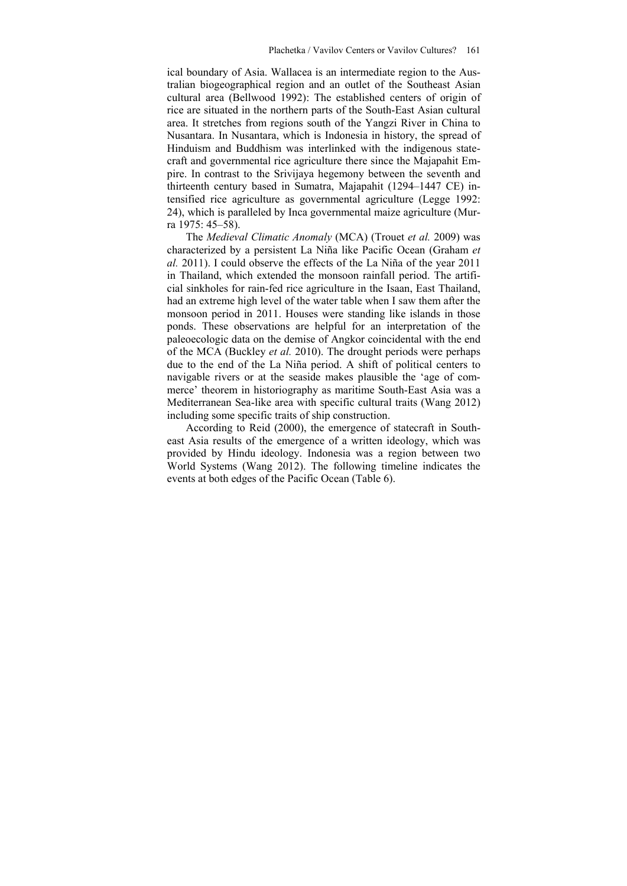ical boundary of Asia. Wallacea is an intermediate region to the Australian biogeographical region and an outlet of the Southeast Asian cultural area (Bellwood 1992): The established centers of origin of rice are situated in the northern parts of the South-East Asian cultural area. It stretches from regions south of the Yangzi River in China to Nusantara. In Nusantara, which is Indonesia in history, the spread of Hinduism and Buddhism was interlinked with the indigenous statecraft and governmental rice agriculture there since the Majapahit Empire. In contrast to the Srivijaya hegemony between the seventh and thirteenth century based in Sumatra, Majapahit (1294–1447 CE) intensified rice agriculture as governmental agriculture (Legge 1992: 24), which is paralleled by Inca governmental maize agriculture (Murra 1975: 45–58).

The *Medieval Climatic Anomaly* (MCA) (Trouet *et al.* 2009) was characterized by a persistent La Niña like Pacific Ocean (Graham *et al.* 2011). I could observe the effects of the La Niña of the year 2011 in Thailand, which extended the monsoon rainfall period. The artificial sinkholes for rain-fed rice agriculture in the Isaan, East Thailand, had an extreme high level of the water table when I saw them after the monsoon period in 2011. Houses were standing like islands in those ponds. These observations are helpful for an interpretation of the paleoecologic data on the demise of Angkor coincidental with the end of the MCA (Buckley *et al.* 2010). The drought periods were perhaps due to the end of the La Niña period. A shift of political centers to navigable rivers or at the seaside makes plausible the 'age of commerce' theorem in historiography as maritime South-East Asia was a Mediterranean Sea-like area with specific cultural traits (Wang 2012) including some specific traits of ship construction.

According to Reid (2000), the emergence of statecraft in Southeast Asia results of the emergence of a written ideology, which was provided by Hindu ideology. Indonesia was a region between two World Systems (Wang 2012). The following timeline indicates the events at both edges of the Pacific Ocean (Table 6).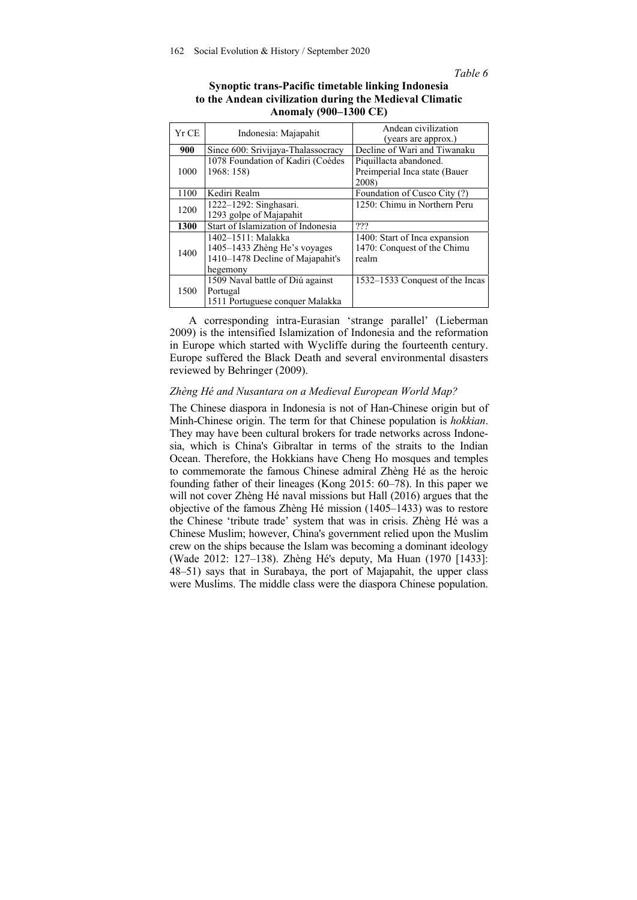*Table 6*

**Synoptic trans-Pacific timetable linking Indonesia to the Andean civilization during the Medieval Climatic Anomaly (900–1300 CE)**

| Yr CE | Indonesia: Majapahit | Andean civilization (years are approx.) |
|---|---|---|
| **900** | Since 600: Srivijaya-Thalassocracy | Decline of Wari and Tiwanaku |
| 1000 | 1078 Foundation of Kadiri (Coèdes 1968: 158) | Piquillacta abandoned. Preimperial Inca state (Bauer 2008) |
| 1100 | Kediri Realm | Foundation of Cusco City (?) |
| 1200 | 1222–1292: Singhasari. 1293 golpe of Majapahit | 1250: Chimu in Northern Peru |
| **1300** | Start of Islamization of Indonesia | ??? |
| 1400 | 1402–1511: Malakka 1405–1433 Zhèng He's voyages 1410–1478 Decline of Majapahit's hegemony | 1400: Start of Inca expansion 1470: Conquest of the Chimu realm |
| 1500 | 1509 Naval battle of Diú against Portugal 1511 Portuguese conquer Malakka | 1532–1533 Conquest of the Incas |

A corresponding intra-Eurasian 'strange parallel' (Lieberman 2009) is the intensified Islamization of Indonesia and the reformation in Europe which started with Wycliffe during the fourteenth century. Europe suffered the Black Death and several environmental disasters reviewed by Behringer (2009).

### *Zhèng Hé and Nusantara on a Medieval European World Map?*

The Chinese diaspora in Indonesia is not of Han-Chinese origin but of Minh-Chinese origin. The term for that Chinese population is *hokkian*. They may have been cultural brokers for trade networks across Indonesia, which is China's Gibraltar in terms of the straits to the Indian Ocean. Therefore, the Hokkians have Cheng Ho mosques and temples to commemorate the famous Chinese admiral Zhèng Hé as the heroic founding father of their lineages (Kong 2015: 60–78). In this paper we will not cover Zhèng Hé naval missions but Hall (2016) argues that the objective of the famous Zhèng Hé mission (1405–1433) was to restore the Chinese 'tribute trade' system that was in crisis. Zhèng Hé was a Chinese Muslim; however, China's government relied upon the Muslim crew on the ships because the Islam was becoming a dominant ideology (Wade 2012: 127–138). Zhèng Hé's deputy, Ma Huan (1970 [1433]: 48–51) says that in Surabaya, the port of Majapahit, the upper class were Muslims. The middle class were the diaspora Chinese population.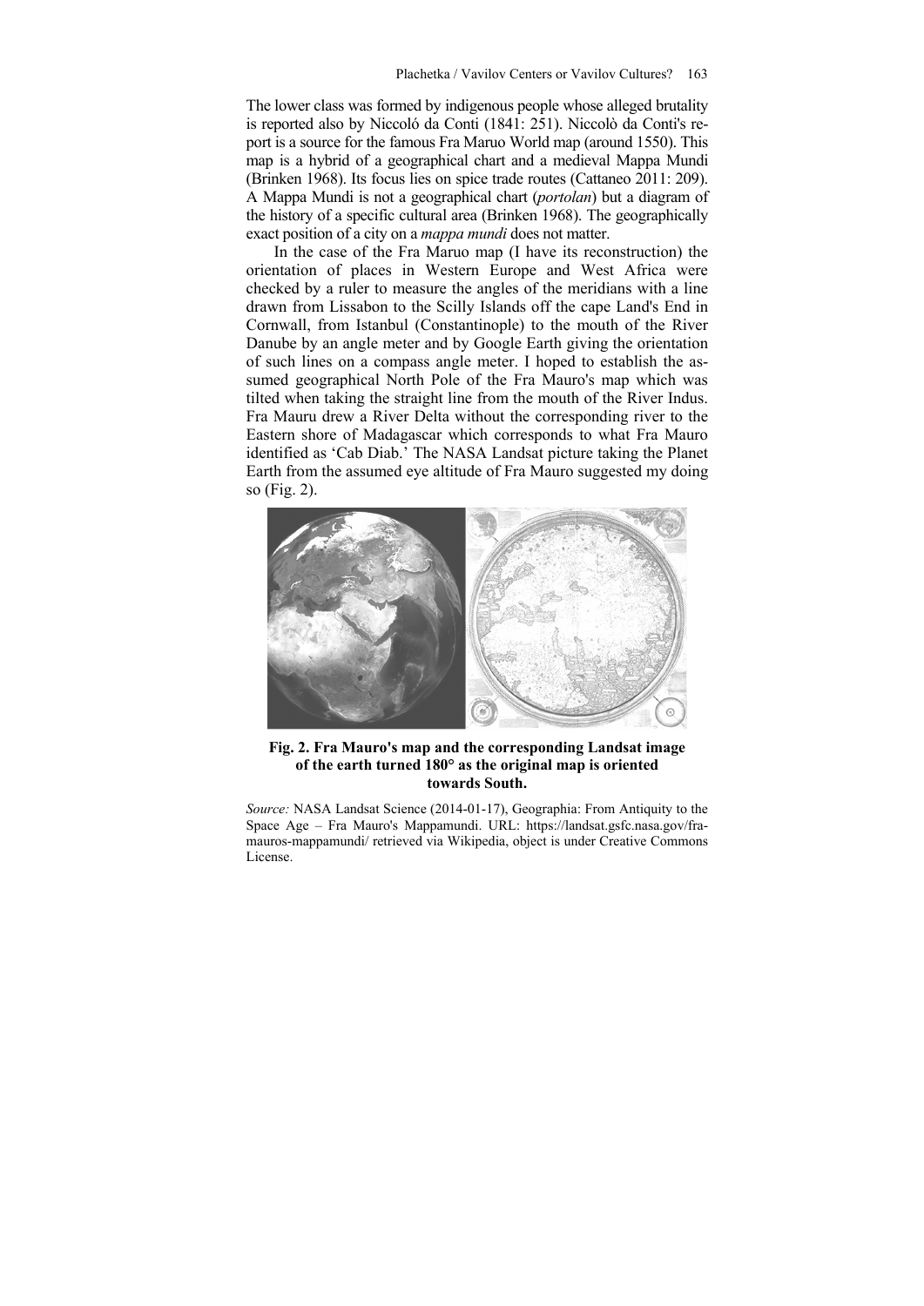The lower class was formed by indigenous people whose alleged brutality is reported also by Niccoló da Conti (1841: 251). Niccolò da Conti's report is a source for the famous Fra Maruo World map (around 1550). This map is a hybrid of a geographical chart and a medieval Mappa Mundi (Brinken 1968). Its focus lies on spice trade routes (Cattaneo 2011: 209). A Mappa Mundi is not a geographical chart (*portolan*) but a diagram of the history of a specific cultural area (Brinken 1968). The geographically exact position of a city on a *mappa mundi* does not matter.

In the case of the Fra Maruo map (I have its reconstruction) the orientation of places in Western Europe and West Africa were checked by a ruler to measure the angles of the meridians with a line drawn from Lissabon to the Scilly Islands off the cape Land's End in Cornwall, from Istanbul (Constantinople) to the mouth of the River Danube by an angle meter and by Google Earth giving the orientation of such lines on a compass angle meter. I hoped to establish the assumed geographical North Pole of the Fra Mauro's map which was tilted when taking the straight line from the mouth of the River Indus. Fra Mauru drew a River Delta without the corresponding river to the Eastern shore of Madagascar which corresponds to what Fra Mauro identified as 'Cab Diab.' The NASA Landsat picture taking the Planet Earth from the assumed eye altitude of Fra Mauro suggested my doing so (Fig. 2).

**Fig. 2. Fra Mauro's map and the corresponding Landsat image of the earth turned 180° as the original map is oriented towards South.**

*Source:* NASA Landsat Science (2014-01-17), Geographia: From Antiquity to the Space Age – Fra Mauro's Mappamundi. URL: https://landsat.gsfc.nasa.gov/fra-mauros-mappamundi/ retrieved via Wikipedia, object is under Creative Commons License.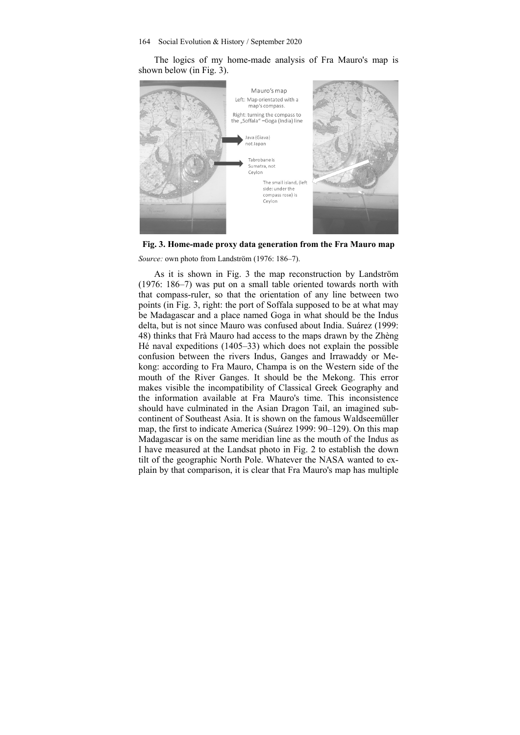The logics of my home-made analysis of Fra Mauro's map is shown below (in Fig. 3).

**Fig. 3. Home-made proxy data generation from the Fra Mauro map**

*Source:* own photo from Landström (1976: 186–7).

As it is shown in Fig. 3 the map reconstruction by Landström (1976: 186–7) was put on a small table oriented towards north with that compass-ruler, so that the orientation of any line between two points (in Fig. 3, right: the port of Soffala supposed to be at what may be Madagascar and a place named Goga in what should be the Indus delta, but is not since Mauro was confused about India. Suárez (1999: 48) thinks that Frà Mauro had access to the maps drawn by the Zhèng Hé naval expeditions (1405–33) which does not explain the possible confusion between the rivers Indus, Ganges and Irrawaddy or Mekong: according to Fra Mauro, Champa is on the Western side of the mouth of the River Ganges. It should be the Mekong. This error makes visible the incompatibility of Classical Greek Geography and the information available at Fra Mauro's time. This inconsistence should have culminated in the Asian Dragon Tail, an imagined subcontinent of Southeast Asia. It is shown on the famous Waldseemüller map, the first to indicate America (Suárez 1999: 90–129). On this map Madagascar is on the same meridian line as the mouth of the Indus as I have measured at the Landsat photo in Fig. 2 to establish the down tilt of the geographic North Pole. Whatever the NASA wanted to explain by that comparison, it is clear that Fra Mauro's map has multiple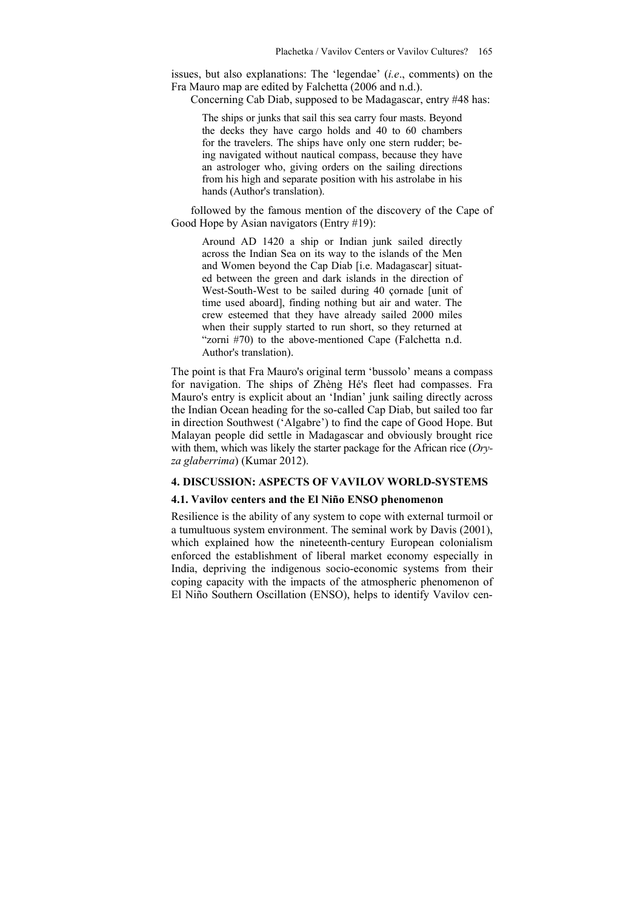issues, but also explanations: The 'legendae' (*i.e*., comments) on the Fra Mauro map are edited by Falchetta (2006 and n.d.).

Concerning Cab Diab, supposed to be Madagascar, entry #48 has:

> The ships or junks that sail this sea carry four masts. Beyond the decks they have cargo holds and 40 to 60 chambers for the travelers. The ships have only one stern rudder; being navigated without nautical compass, because they have an astrologer who, giving orders on the sailing directions from his high and separate position with his astrolabe in his hands (Author's translation).

followed by the famous mention of the discovery of the Cape of Good Hope by Asian navigators (Entry #19):

> Around AD 1420 a ship or Indian junk sailed directly across the Indian Sea on its way to the islands of the Men and Women beyond the Cap Diab [i.e. Madagascar] situated between the green and dark islands in the direction of West-South-West to be sailed during 40 çornade [unit of time used aboard], finding nothing but air and water. The crew esteemed that they have already sailed 2000 miles when their supply started to run short, so they returned at "zorni #70) to the above-mentioned Cape (Falchetta n.d. Author's translation).

The point is that Fra Mauro's original term 'bussolo' means a compass for navigation. The ships of Zhèng Hé's fleet had compasses. Fra Mauro's entry is explicit about an 'Indian' junk sailing directly across the Indian Ocean heading for the so-called Cap Diab, but sailed too far in direction Southwest ('Algabre') to find the cape of Good Hope. But Malayan people did settle in Madagascar and obviously brought rice with them, which was likely the starter package for the African rice (*Oryza glaberrima*) (Kumar 2012).

## 4. DISCUSSION: ASPECTS OF VAVILOV WORLD-SYSTEMS

### 4.1. Vavilov centers and the El Niño ENSO phenomenon

Resilience is the ability of any system to cope with external turmoil or a tumultuous system environment. The seminal work by Davis (2001), which explained how the nineteenth-century European colonialism enforced the establishment of liberal market economy especially in India, depriving the indigenous socio-economic systems from their coping capacity with the impacts of the atmospheric phenomenon of El Niño Southern Oscillation (ENSO), helps to identify Vavilov cen-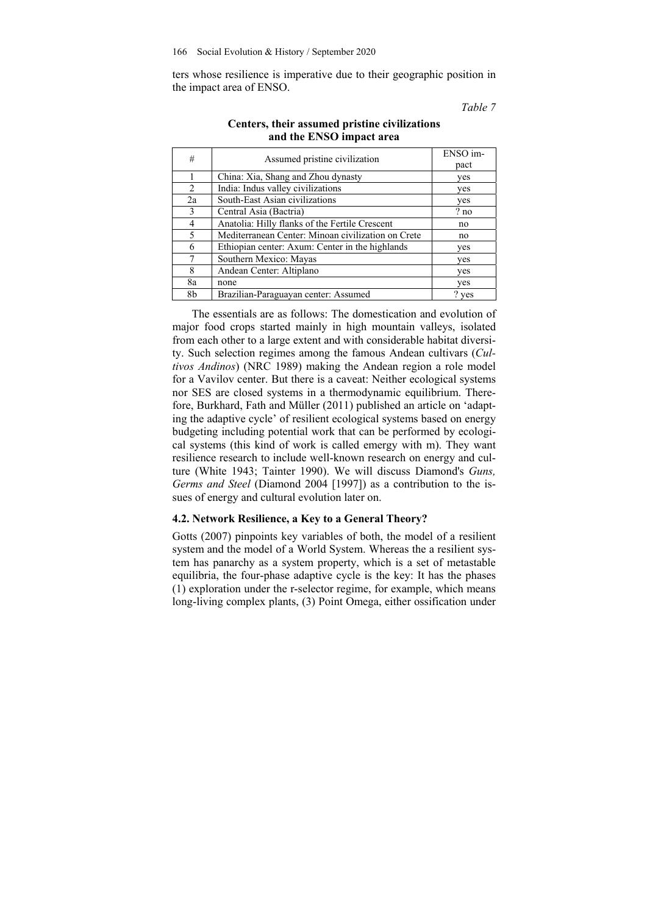ters whose resilience is imperative due to their geographic position in the impact area of ENSO.

*Table 7*

**Centers, their assumed pristine civilizations and the ENSO impact area**

| # | Assumed pristine civilization | ENSO impact |
|---|---|---|
| 1 | China: Xia, Shang and Zhou dynasty | yes |
| 2 | India: Indus valley civilizations | yes |
| 2a | South-East Asian civilizations | yes |
| 3 | Central Asia (Bactria) | ? no |
| 4 | Anatolia: Hilly flanks of the Fertile Crescent | no |
| 5 | Mediterranean Center: Minoan civilization on Crete | no |
| 6 | Ethiopian center: Axum: Center in the highlands | yes |
| 7 | Southern Mexico: Mayas | yes |
| 8 | Andean Center: Altiplano | yes |
| 8a | none | yes |
| 8b | Brazilian-Paraguayan center: Assumed | ? yes |

The essentials are as follows: The domestication and evolution of major food crops started mainly in high mountain valleys, isolated from each other to a large extent and with considerable habitat diversity. Such selection regimes among the famous Andean cultivars (*Cultivos Andinos*) (NRC 1989) making the Andean region a role model for a Vavilov center. But there is a caveat: Neither ecological systems nor SES are closed systems in a thermodynamic equilibrium. Therefore, Burkhard, Fath and Müller (2011) published an article on 'adapting the adaptive cycle' of resilient ecological systems based on energy budgeting including potential work that can be performed by ecological systems (this kind of work is called emergy with m). They want resilience research to include well-known research on energy and culture (White 1943; Tainter 1990). We will discuss Diamond's *Guns, Germs and Steel* (Diamond 2004 [1997]) as a contribution to the issues of energy and cultural evolution later on.

### 4.2. Network Resilience, a Key to a General Theory?

Gotts (2007) pinpoints key variables of both, the model of a resilient system and the model of a World System. Whereas the a resilient system has panarchy as a system property, which is a set of metastable equilibria, the four-phase adaptive cycle is the key: It has the phases (1) exploration under the r-selector regime, for example, which means long-living complex plants, (3) Point Omega, either ossification under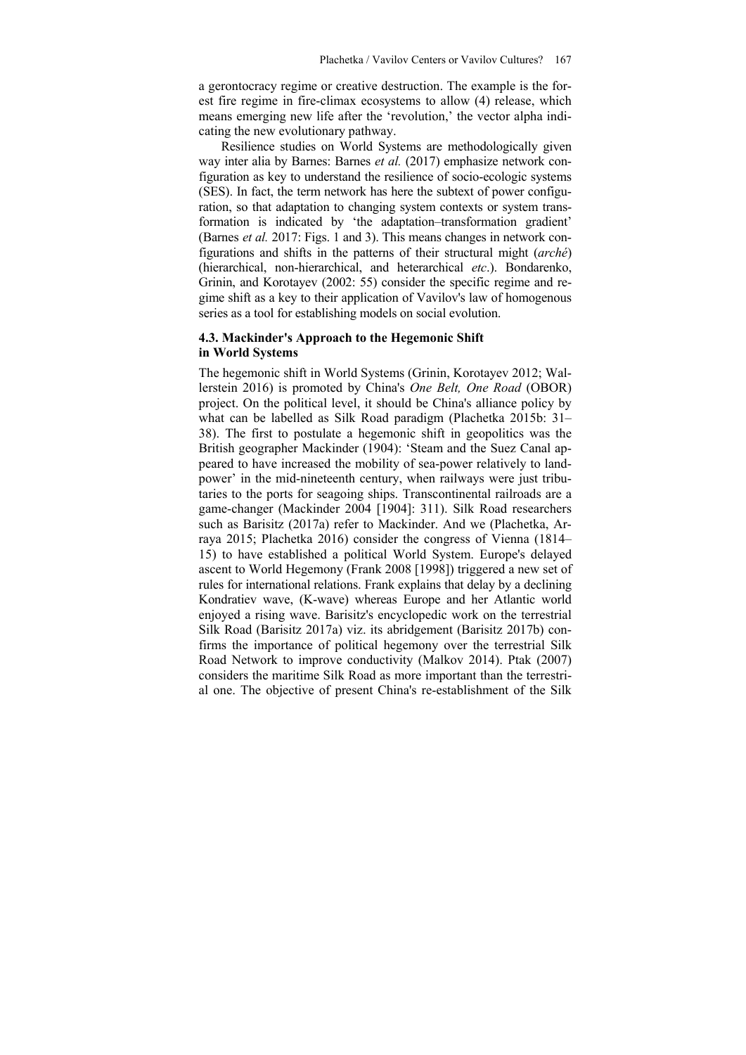a gerontocracy regime or creative destruction. The example is the forest fire regime in fire-climax ecosystems to allow (4) release, which means emerging new life after the 'revolution,' the vector alpha indicating the new evolutionary pathway.

Resilience studies on World Systems are methodologically given way inter alia by Barnes: Barnes *et al.* (2017) emphasize network configuration as key to understand the resilience of socio-ecologic systems (SES). In fact, the term network has here the subtext of power configuration, so that adaptation to changing system contexts or system transformation is indicated by 'the adaptation–transformation gradient' (Barnes *et al.* 2017: Figs. 1 and 3). This means changes in network configurations and shifts in the patterns of their structural might (*arché*) (hierarchical, non-hierarchical, and heterarchical *etc*.). Bondarenko, Grinin, and Korotayev (2002: 55) consider the specific regime and regime shift as a key to their application of Vavilov's law of homogenous series as a tool for establishing models on social evolution.

### 4.3. Mackinder's Approach to the Hegemonic Shift in World Systems

The hegemonic shift in World Systems (Grinin, Korotayev 2012; Wallerstein 2016) is promoted by China's *One Belt, One Road* (OBOR) project. On the political level, it should be China's alliance policy by what can be labelled as Silk Road paradigm (Plachetka 2015b: 31–38). The first to postulate a hegemonic shift in geopolitics was the British geographer Mackinder (1904): 'Steam and the Suez Canal appeared to have increased the mobility of sea-power relatively to land-power' in the mid-nineteenth century, when railways were just tributaries to the ports for seagoing ships. Transcontinental railroads are a game-changer (Mackinder 2004 [1904]: 311). Silk Road researchers such as Barisitz (2017a) refer to Mackinder. And we (Plachetka, Arraya 2015; Plachetka 2016) consider the congress of Vienna (1814–15) to have established a political World System. Europe's delayed ascent to World Hegemony (Frank 2008 [1998]) triggered a new set of rules for international relations. Frank explains that delay by a declining Kondratiev wave, (K-wave) whereas Europe and her Atlantic world enjoyed a rising wave. Barisitz's encyclopedic work on the terrestrial Silk Road (Barisitz 2017a) viz. its abridgement (Barisitz 2017b) confirms the importance of political hegemony over the terrestrial Silk Road Network to improve conductivity (Malkov 2014). Ptak (2007) considers the maritime Silk Road as more important than the terrestrial one. The objective of present China's re-establishment of the Silk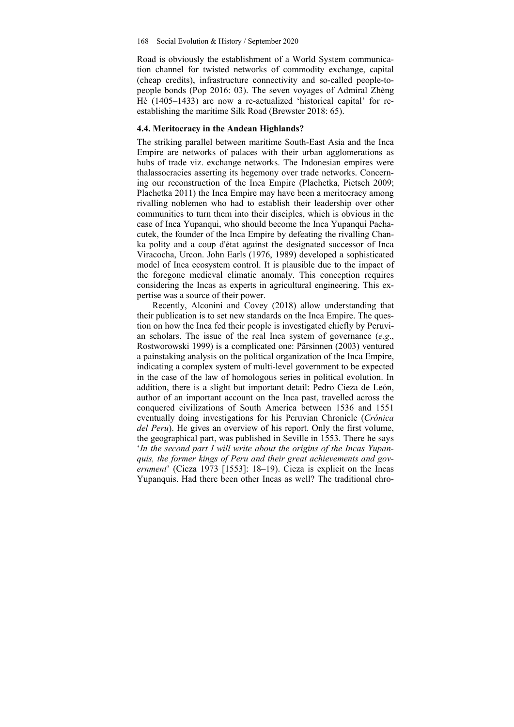Road is obviously the establishment of a World System communication channel for twisted networks of commodity exchange, capital (cheap credits), infrastructure connectivity and so-called people-to-people bonds (Pop 2016: 03). The seven voyages of Admiral Zhèng Hè (1405–1433) are now a re-actualized 'historical capital' for re-establishing the maritime Silk Road (Brewster 2018: 65).

### 4.4. Meritocracy in the Andean Highlands?

The striking parallel between maritime South-East Asia and the Inca Empire are networks of palaces with their urban agglomerations as hubs of trade viz. exchange networks. The Indonesian empires were thalassocracies asserting its hegemony over trade networks. Concerning our reconstruction of the Inca Empire (Plachetka, Pietsch 2009; Plachetka 2011) the Inca Empire may have been a meritocracy among rivalling noblemen who had to establish their leadership over other communities to turn them into their disciples, which is obvious in the case of Inca Yupanqui, who should become the Inca Yupanqui Pachacutek, the founder of the Inca Empire by defeating the rivalling Chanka polity and a coup d'état against the designated successor of Inca Viracocha, Urcon. John Earls (1976, 1989) developed a sophisticated model of Inca ecosystem control. It is plausible due to the impact of the foregone medieval climatic anomaly. This conception requires considering the Incas as experts in agricultural engineering. This expertise was a source of their power.

Recently, Alconini and Covey (2018) allow understanding that their publication is to set new standards on the Inca Empire. The question on how the Inca fed their people is investigated chiefly by Peruvian scholars. The issue of the real Inca system of governance (*e.g.*, Rostworowski 1999) is a complicated one: Pärsinnen (2003) ventured a painstaking analysis on the political organization of the Inca Empire, indicating a complex system of multi-level government to be expected in the case of the law of homologous series in political evolution. In addition, there is a slight but important detail: Pedro Cieza de León, author of an important account on the Inca past, travelled across the conquered civilizations of South America between 1536 and 1551 eventually doing investigations for his Peruvian Chronicle (*Crónica del Peru*). He gives an overview of his report. Only the first volume, the geographical part, was published in Seville in 1553. There he says '*In the second part I will write about the origins of the Incas Yupanquis, the former kings of Peru and their great achievements and government*' (Cieza 1973 [1553]: 18–19). Cieza is explicit on the Incas Yupanquis. Had there been other Incas as well? The traditional chro-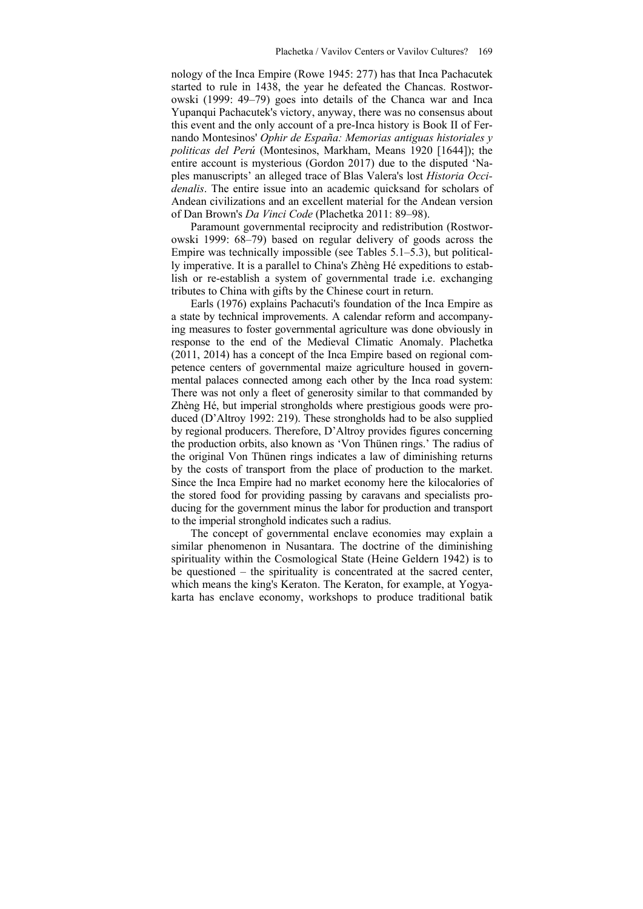nology of the Inca Empire (Rowe 1945: 277) has that Inca Pachacutek started to rule in 1438, the year he defeated the Chancas. Rostworowski (1999: 49–79) goes into details of the Chanca war and Inca Yupanqui Pachacutek's victory, anyway, there was no consensus about this event and the only account of a pre-Inca history is Book II of Fernando Montesinos' *Ophir de España: Memorias antiguas historiales y politicas del Perú* (Montesinos, Markham, Means 1920 [1644]); the entire account is mysterious (Gordon 2017) due to the disputed 'Naples manuscripts' an alleged trace of Blas Valera's lost *Historia Occidenalis*. The entire issue into an academic quicksand for scholars of Andean civilizations and an excellent material for the Andean version of Dan Brown's *Da Vinci Code* (Plachetka 2011: 89–98).

Paramount governmental reciprocity and redistribution (Rostworowski 1999: 68–79) based on regular delivery of goods across the Empire was technically impossible (see Tables 5.1–5.3), but politically imperative. It is a parallel to China's Zhèng Hé expeditions to establish or re-establish a system of governmental trade i.e. exchanging tributes to China with gifts by the Chinese court in return.

Earls (1976) explains Pachacuti's foundation of the Inca Empire as a state by technical improvements. A calendar reform and accompanying measures to foster governmental agriculture was done obviously in response to the end of the Medieval Climatic Anomaly. Plachetka (2011, 2014) has a concept of the Inca Empire based on regional competence centers of governmental maize agriculture housed in governmental palaces connected among each other by the Inca road system: There was not only a fleet of generosity similar to that commanded by Zhèng Hé, but imperial strongholds where prestigious goods were produced (D'Altroy 1992: 219). These strongholds had to be also supplied by regional producers. Therefore, D'Altroy provides figures concerning the production orbits, also known as 'Von Thünen rings.' The radius of the original Von Thünen rings indicates a law of diminishing returns by the costs of transport from the place of production to the market. Since the Inca Empire had no market economy here the kilocalories of the stored food for providing passing by caravans and specialists producing for the government minus the labor for production and transport to the imperial stronghold indicates such a radius.

The concept of governmental enclave economies may explain a similar phenomenon in Nusantara. The doctrine of the diminishing spirituality within the Cosmological State (Heine Geldern 1942) is to be questioned – the spirituality is concentrated at the sacred center, which means the king's Keraton. The Keraton, for example, at Yogyakarta has enclave economy, workshops to produce traditional batik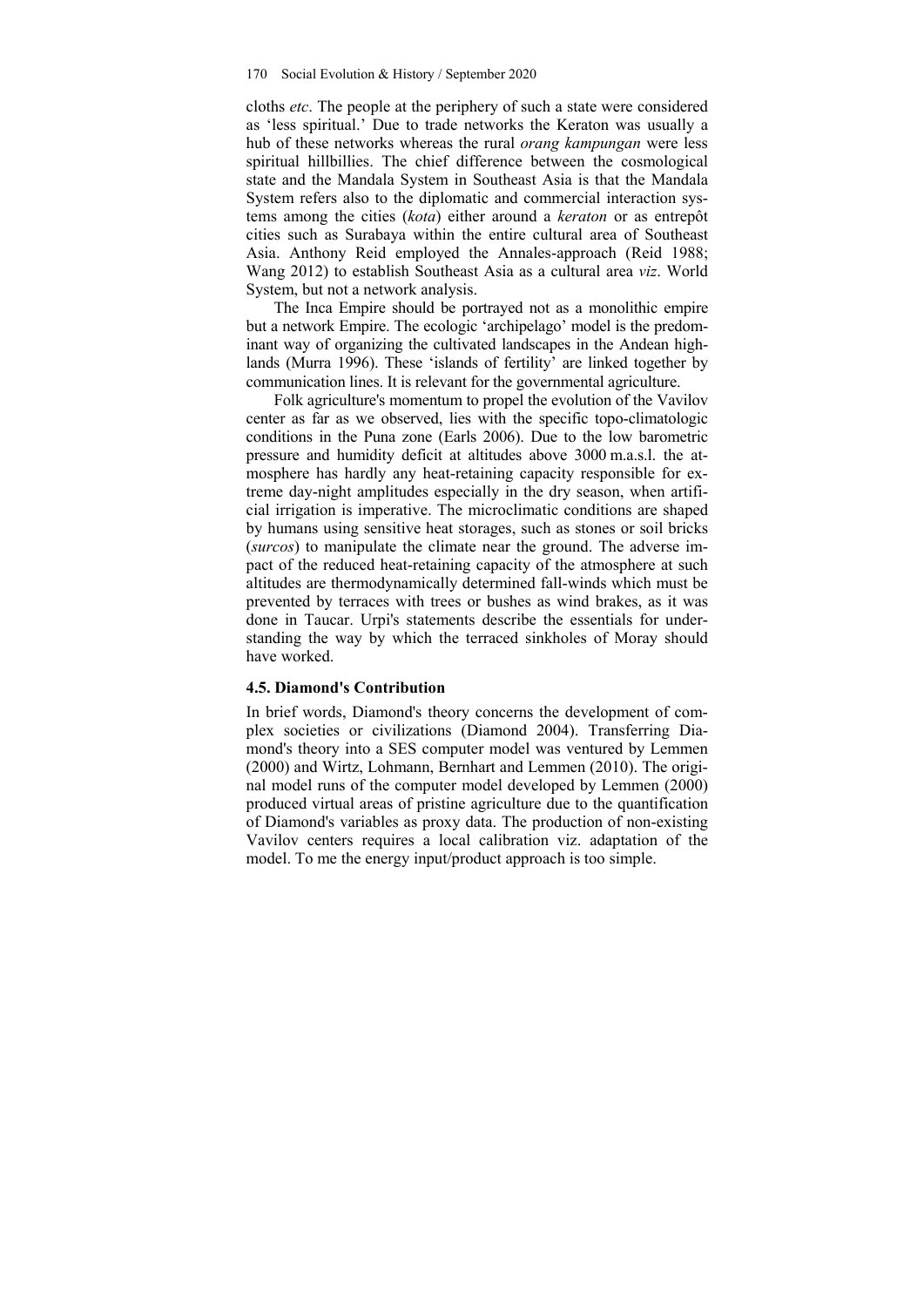cloths *etc*. The people at the periphery of such a state were considered as 'less spiritual.' Due to trade networks the Keraton was usually a hub of these networks whereas the rural *orang kampungan* were less spiritual hillbillies. The chief difference between the cosmological state and the Mandala System in Southeast Asia is that the Mandala System refers also to the diplomatic and commercial interaction systems among the cities (*kota*) either around a *keraton* or as entrepôt cities such as Surabaya within the entire cultural area of Southeast Asia. Anthony Reid employed the Annales-approach (Reid 1988; Wang 2012) to establish Southeast Asia as a cultural area *viz*. World System, but not a network analysis.

The Inca Empire should be portrayed not as a monolithic empire but a network Empire. The ecologic 'archipelago' model is the predominant way of organizing the cultivated landscapes in the Andean highlands (Murra 1996). These 'islands of fertility' are linked together by communication lines. It is relevant for the governmental agriculture.

Folk agriculture's momentum to propel the evolution of the Vavilov center as far as we observed, lies with the specific topo-climatologic conditions in the Puna zone (Earls 2006). Due to the low barometric pressure and humidity deficit at altitudes above 3000 m.a.s.l. the atmosphere has hardly any heat-retaining capacity responsible for extreme day-night amplitudes especially in the dry season, when artificial irrigation is imperative. The microclimatic conditions are shaped by humans using sensitive heat storages, such as stones or soil bricks (*surcos*) to manipulate the climate near the ground. The adverse impact of the reduced heat-retaining capacity of the atmosphere at such altitudes are thermodynamically determined fall-winds which must be prevented by terraces with trees or bushes as wind brakes, as it was done in Taucar. Urpi's statements describe the essentials for understanding the way by which the terraced sinkholes of Moray should have worked.

### 4.5. Diamond's Contribution

In brief words, Diamond's theory concerns the development of complex societies or civilizations (Diamond 2004). Transferring Diamond's theory into a SES computer model was ventured by Lemmen (2000) and Wirtz, Lohmann, Bernhart and Lemmen (2010). The original model runs of the computer model developed by Lemmen (2000) produced virtual areas of pristine agriculture due to the quantification of Diamond's variables as proxy data. The production of non-existing Vavilov centers requires a local calibration viz. adaptation of the model. To me the energy input/product approach is too simple.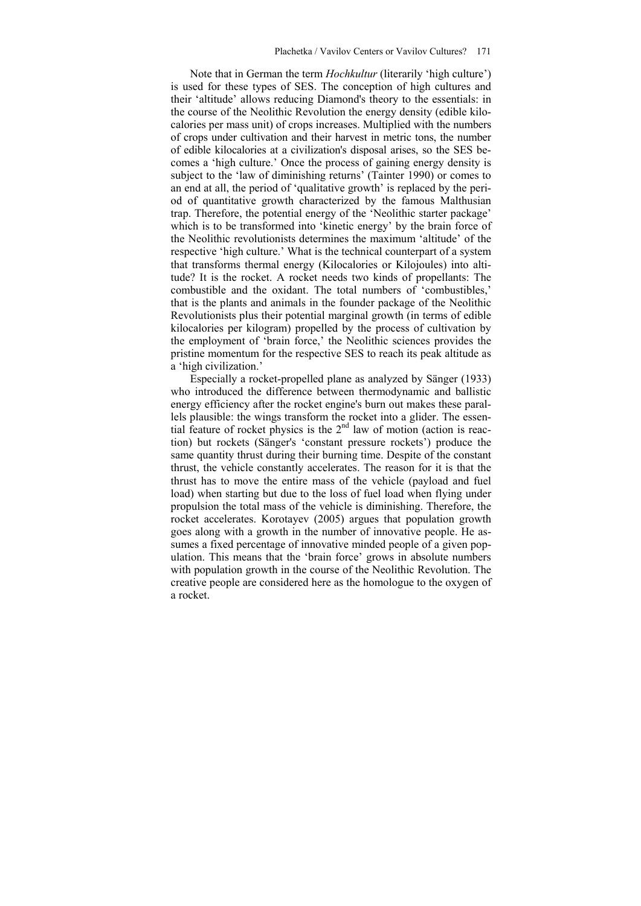Note that in German the term *Hochkultur* (literarily 'high culture') is used for these types of SES. The conception of high cultures and their 'altitude' allows reducing Diamond's theory to the essentials: in the course of the Neolithic Revolution the energy density (edible kilocalories per mass unit) of crops increases. Multiplied with the numbers of crops under cultivation and their harvest in metric tons, the number of edible kilocalories at a civilization's disposal arises, so the SES becomes a 'high culture.' Once the process of gaining energy density is subject to the 'law of diminishing returns' (Tainter 1990) or comes to an end at all, the period of 'qualitative growth' is replaced by the period of quantitative growth characterized by the famous Malthusian trap. Therefore, the potential energy of the 'Neolithic starter package' which is to be transformed into 'kinetic energy' by the brain force of the Neolithic revolutionists determines the maximum 'altitude' of the respective 'high culture.' What is the technical counterpart of a system that transforms thermal energy (Kilocalories or Kilojoules) into altitude? It is the rocket. A rocket needs two kinds of propellants: The combustible and the oxidant. The total numbers of 'combustibles,' that is the plants and animals in the founder package of the Neolithic Revolutionists plus their potential marginal growth (in terms of edible kilocalories per kilogram) propelled by the process of cultivation by the employment of 'brain force,' the Neolithic sciences provides the pristine momentum for the respective SES to reach its peak altitude as a 'high civilization.'

Especially a rocket-propelled plane as analyzed by Sänger (1933) who introduced the difference between thermodynamic and ballistic energy efficiency after the rocket engine's burn out makes these parallels plausible: the wings transform the rocket into a glider. The essential feature of rocket physics is the $2^{nd}$ law of motion (action is reaction) but rockets (Sänger's 'constant pressure rockets') produce the same quantity thrust during their burning time. Despite of the constant thrust, the vehicle constantly accelerates. The reason for it is that the thrust has to move the entire mass of the vehicle (payload and fuel load) when starting but due to the loss of fuel load when flying under propulsion the total mass of the vehicle is diminishing. Therefore, the rocket accelerates. Korotayev (2005) argues that population growth goes along with a growth in the number of innovative people. He assumes a fixed percentage of innovative minded people of a given population. This means that the 'brain force' grows in absolute numbers with population growth in the course of the Neolithic Revolution. The creative people are considered here as the homologue to the oxygen of a rocket.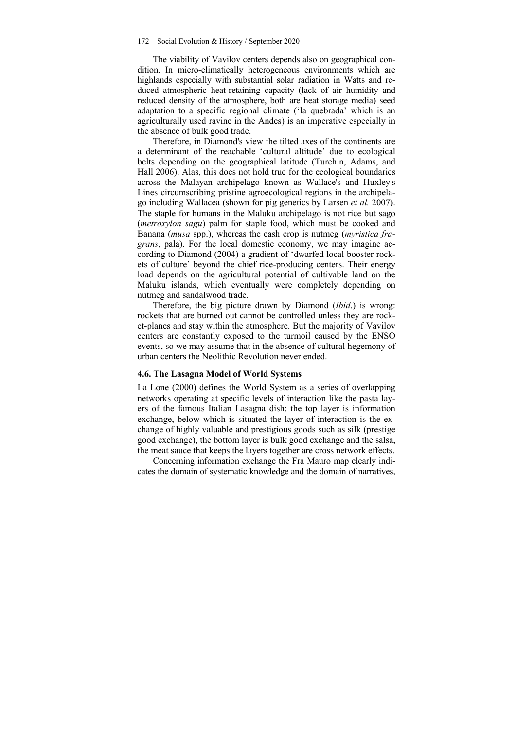The viability of Vavilov centers depends also on geographical condition. In micro-climatically heterogeneous environments which are highlands especially with substantial solar radiation in Watts and reduced atmospheric heat-retaining capacity (lack of air humidity and reduced density of the atmosphere, both are heat storage media) seed adaptation to a specific regional climate ('la quebrada' which is an agriculturally used ravine in the Andes) is an imperative especially in the absence of bulk good trade.

Therefore, in Diamond's view the tilted axes of the continents are a determinant of the reachable 'cultural altitude' due to ecological belts depending on the geographical latitude (Turchin, Adams, and Hall 2006). Alas, this does not hold true for the ecological boundaries across the Malayan archipelago known as Wallace's and Huxley's Lines circumscribing pristine agroecological regions in the archipelago including Wallacea (shown for pig genetics by Larsen *et al.* 2007). The staple for humans in the Maluku archipelago is not rice but sago (*metroxylon sagu*) palm for staple food, which must be cooked and Banana (*musa* spp.), whereas the cash crop is nutmeg (*myristica fragrans*, pala). For the local domestic economy, we may imagine according to Diamond (2004) a gradient of 'dwarfed local booster rockets of culture' beyond the chief rice-producing centers. Their energy load depends on the agricultural potential of cultivable land on the Maluku islands, which eventually were completely depending on nutmeg and sandalwood trade.

Therefore, the big picture drawn by Diamond (*Ibid*.) is wrong: rockets that are burned out cannot be controlled unless they are rocket-planes and stay within the atmosphere. But the majority of Vavilov centers are constantly exposed to the turmoil caused by the ENSO events, so we may assume that in the absence of cultural hegemony of urban centers the Neolithic Revolution never ended.

### 4.6. The Lasagna Model of World Systems

La Lone (2000) defines the World System as a series of overlapping networks operating at specific levels of interaction like the pasta layers of the famous Italian Lasagna dish: the top layer is information exchange, below which is situated the layer of interaction is the exchange of highly valuable and prestigious goods such as silk (prestige good exchange), the bottom layer is bulk good exchange and the salsa, the meat sauce that keeps the layers together are cross network effects.

Concerning information exchange the Fra Mauro map clearly indicates the domain of systematic knowledge and the domain of narratives,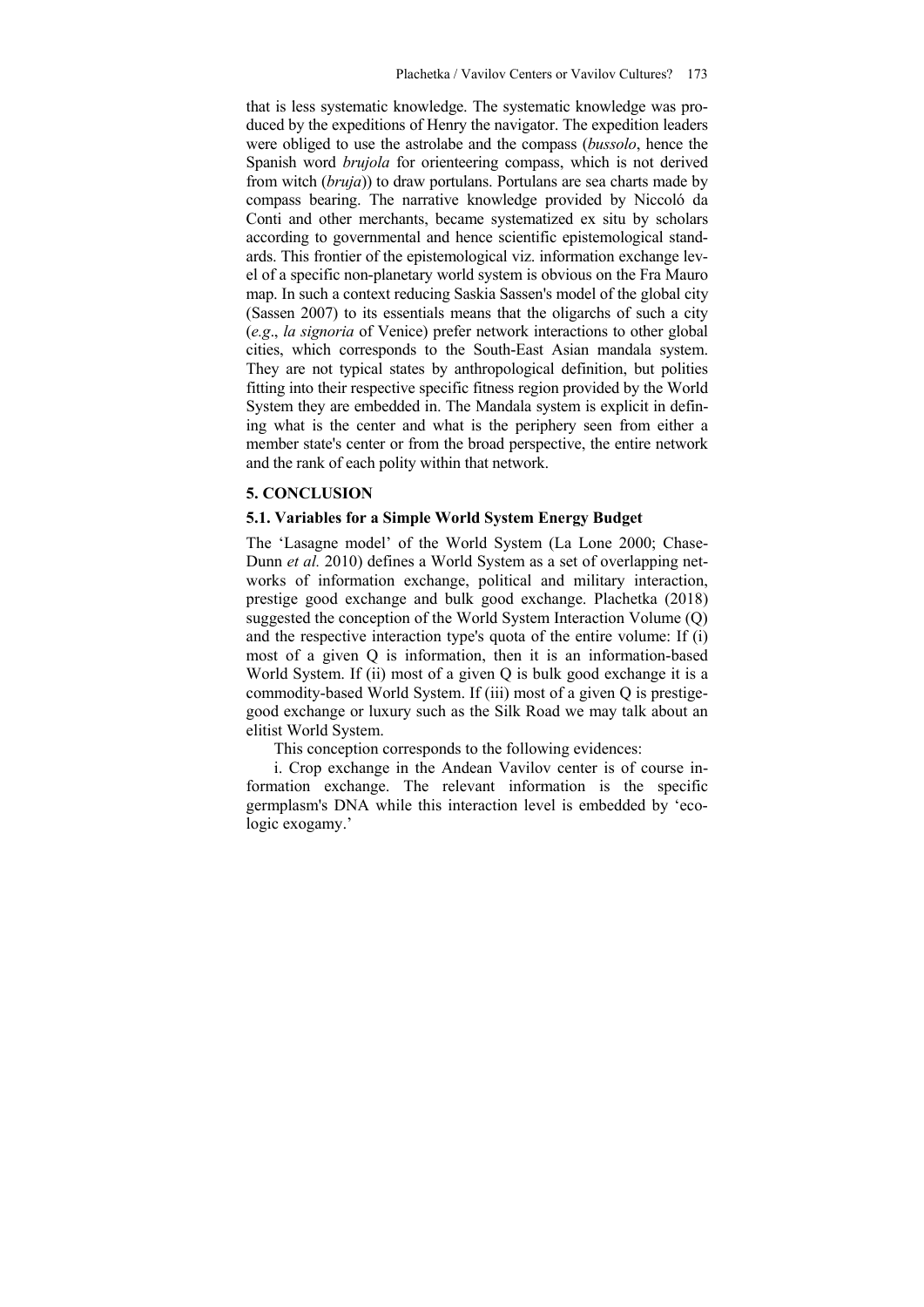that is less systematic knowledge. The systematic knowledge was produced by the expeditions of Henry the navigator. The expedition leaders were obliged to use the astrolabe and the compass (*bussolo*, hence the Spanish word *brujola* for orienteering compass, which is not derived from witch (*bruja*)) to draw portulans. Portulans are sea charts made by compass bearing. The narrative knowledge provided by Niccoló da Conti and other merchants, became systematized ex situ by scholars according to governmental and hence scientific epistemological standards. This frontier of the epistemological viz. information exchange level of a specific non-planetary world system is obvious on the Fra Mauro map. In such a context reducing Saskia Sassen's model of the global city (Sassen 2007) to its essentials means that the oligarchs of such a city (*e.g*., *la signoria* of Venice) prefer network interactions to other global cities, which corresponds to the South-East Asian mandala system. They are not typical states by anthropological definition, but polities fitting into their respective specific fitness region provided by the World System they are embedded in. The Mandala system is explicit in defining what is the center and what is the periphery seen from either a member state's center or from the broad perspective, the entire network and the rank of each polity within that network.

## 5. CONCLUSION

### 5.1. Variables for a Simple World System Energy Budget

The 'Lasagne model' of the World System (La Lone 2000; Chase-Dunn *et al.* 2010) defines a World System as a set of overlapping networks of information exchange, political and military interaction, prestige good exchange and bulk good exchange. Plachetka (2018) suggested the conception of the World System Interaction Volume (Q) and the respective interaction type's quota of the entire volume: If (i) most of a given Q is information, then it is an information-based World System. If (ii) most of a given Q is bulk good exchange it is a commodity-based World System. If (iii) most of a given Q is prestige-good exchange or luxury such as the Silk Road we may talk about an elitist World System.

This conception corresponds to the following evidences:

i. Crop exchange in the Andean Vavilov center is of course information exchange. The relevant information is the specific germplasm's DNA while this interaction level is embedded by 'ecologic exogamy.'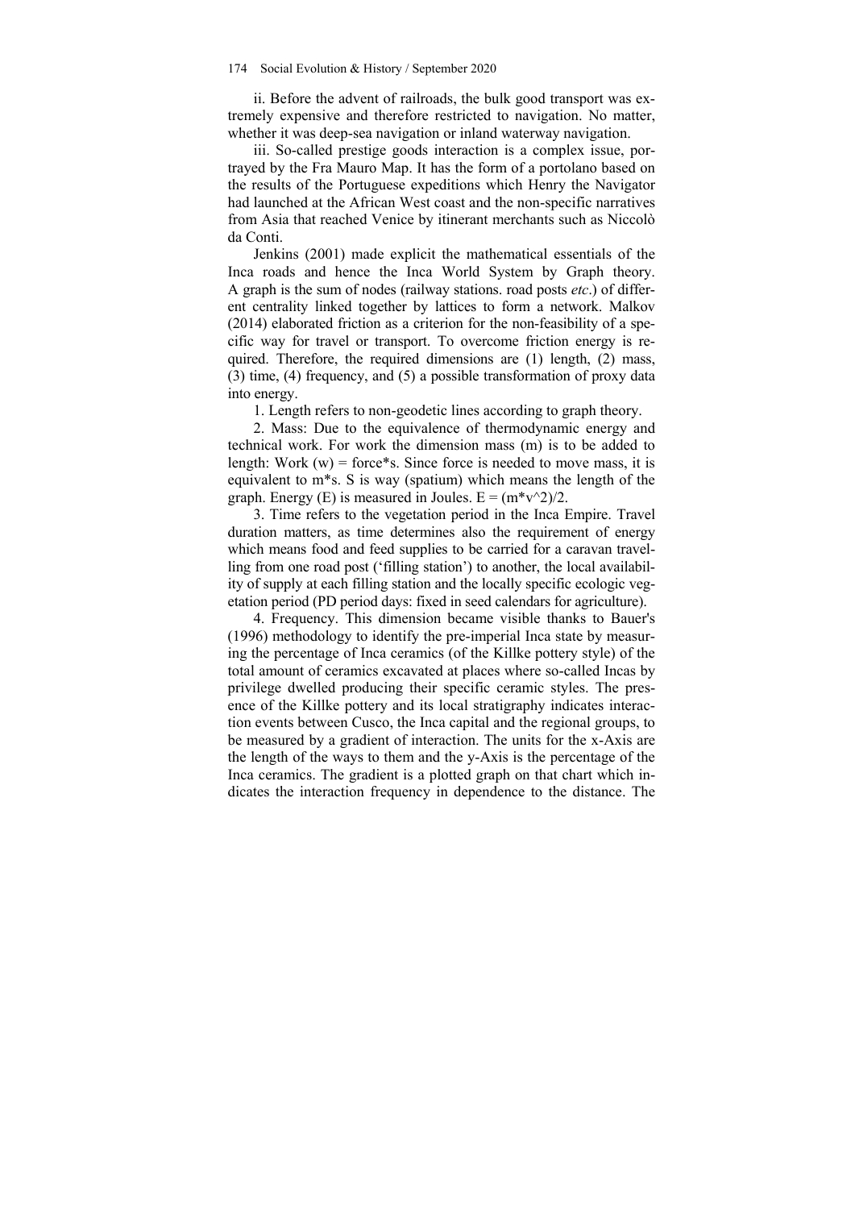ii. Before the advent of railroads, the bulk good transport was extremely expensive and therefore restricted to navigation. No matter, whether it was deep-sea navigation or inland waterway navigation.

iii. So-called prestige goods interaction is a complex issue, portrayed by the Fra Mauro Map. It has the form of a portolano based on the results of the Portuguese expeditions which Henry the Navigator had launched at the African West coast and the non-specific narratives from Asia that reached Venice by itinerant merchants such as Niccolò da Conti.

Jenkins (2001) made explicit the mathematical essentials of the Inca roads and hence the Inca World System by Graph theory. A graph is the sum of nodes (railway stations. road posts *etc*.) of different centrality linked together by lattices to form a network. Malkov (2014) elaborated friction as a criterion for the non-feasibility of a specific way for travel or transport. To overcome friction energy is required. Therefore, the required dimensions are (1) length, (2) mass, (3) time, (4) frequency, and (5) a possible transformation of proxy data into energy.

1. Length refers to non-geodetic lines according to graph theory.

2. Mass: Due to the equivalence of thermodynamic energy and technical work. For work the dimension mass (m) is to be added to length: Work (w) = force*s. Since force is needed to move mass, it is equivalent to m*s. S is way (spatium) which means the length of the graph. Energy (E) is measured in Joules. $E = (m*v^2)/2$.

3. Time refers to the vegetation period in the Inca Empire. Travel duration matters, as time determines also the requirement of energy which means food and feed supplies to be carried for a caravan travelling from one road post ('filling station') to another, the local availability of supply at each filling station and the locally specific ecologic vegetation period (PD period days: fixed in seed calendars for agriculture).

4. Frequency. This dimension became visible thanks to Bauer's (1996) methodology to identify the pre-imperial Inca state by measuring the percentage of Inca ceramics (of the Killke pottery style) of the total amount of ceramics excavated at places where so-called Incas by privilege dwelled producing their specific ceramic styles. The presence of the Killke pottery and its local stratigraphy indicates interaction events between Cusco, the Inca capital and the regional groups, to be measured by a gradient of interaction. The units for the x-Axis are the length of the ways to them and the y-Axis is the percentage of the Inca ceramics. The gradient is a plotted graph on that chart which indicates the interaction frequency in dependence to the distance. The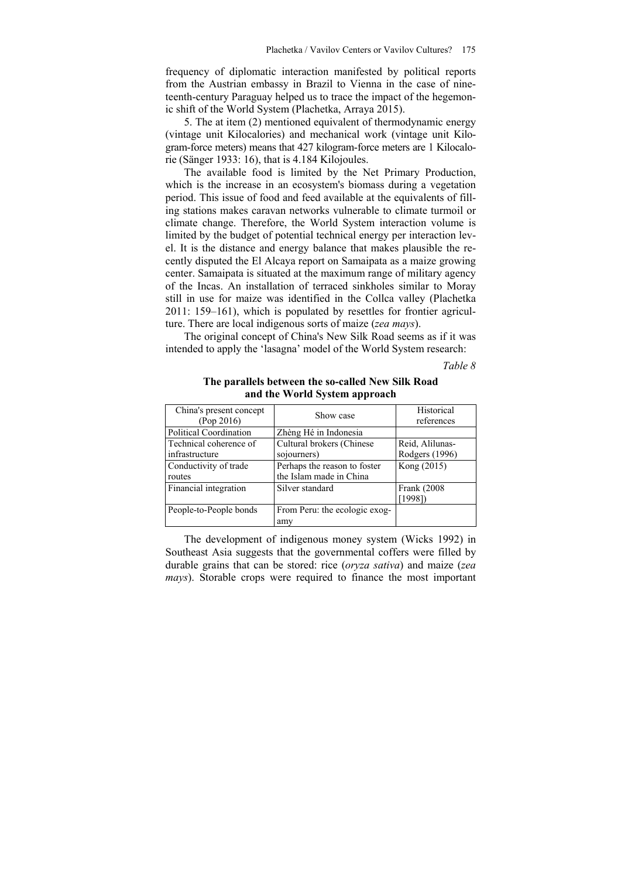frequency of diplomatic interaction manifested by political reports from the Austrian embassy in Brazil to Vienna in the case of nineteenth-century Paraguay helped us to trace the impact of the hegemonic shift of the World System (Plachetka, Arraya 2015).

5. The at item (2) mentioned equivalent of thermodynamic energy (vintage unit Kilocalories) and mechanical work (vintage unit Kilogram-force meters) means that 427 kilogram-force meters are 1 Kilocalorie (Sänger 1933: 16), that is 4.184 Kilojoules.

The available food is limited by the Net Primary Production, which is the increase in an ecosystem's biomass during a vegetation period. This issue of food and feed available at the equivalents of filling stations makes caravan networks vulnerable to climate turmoil or climate change. Therefore, the World System interaction volume is limited by the budget of potential technical energy per interaction level. It is the distance and energy balance that makes plausible the recently disputed the El Alcaya report on Samaipata as a maize growing center. Samaipata is situated at the maximum range of military agency of the Incas. An installation of terraced sinkholes similar to Moray still in use for maize was identified in the Collca valley (Plachetka 2011: 159–161), which is populated by resettles for frontier agriculture. There are local indigenous sorts of maize (*zea mays*).

The original concept of China's New Silk Road seems as if it was intended to apply the 'lasagna' model of the World System research:

*Table 8*

**The parallels between the so-called New Silk Road and the World System approach**

| China's present concept (Pop 2016) | Show case | Historical references |
|---|---|---|
| Political Coordination | Zhèng Hé in Indonesia | |
| Technical coherence of infrastructure | Cultural brokers (Chinese sojourners) | Reid, Alilunas-Rodgers (1996) |
| Conductivity of trade routes | Perhaps the reason to foster the Islam made in China | Kong (2015) |
| Financial integration | Silver standard | Frank (2008 [1998]) |
| People-to-People bonds | From Peru: the ecologic exogamy | |

The development of indigenous money system (Wicks 1992) in Southeast Asia suggests that the governmental coffers were filled by durable grains that can be stored: rice (*oryza sativa*) and maize (*zea mays*). Storable crops were required to finance the most important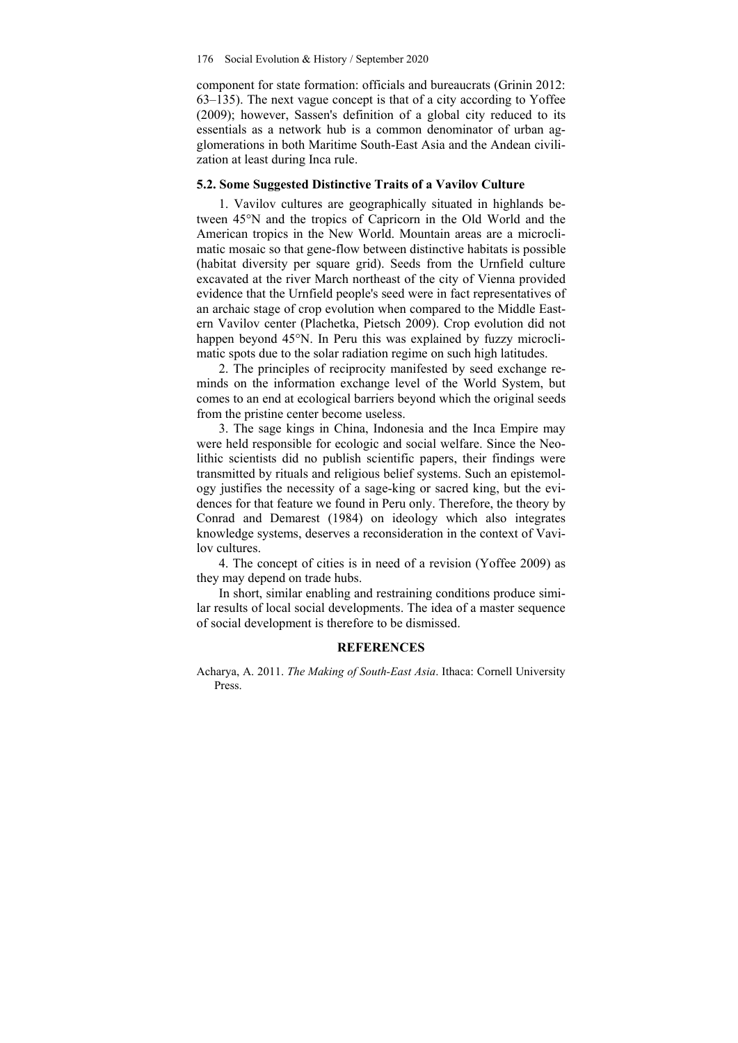component for state formation: officials and bureaucrats (Grinin 2012: 63–135). The next vague concept is that of a city according to Yoffee (2009); however, Sassen's definition of a global city reduced to its essentials as a network hub is a common denominator of urban agglomerations in both Maritime South-East Asia and the Andean civilization at least during Inca rule.

### 5.2. Some Suggested Distinctive Traits of a Vavilov Culture

1. Vavilov cultures are geographically situated in highlands between 45°N and the tropics of Capricorn in the Old World and the American tropics in the New World. Mountain areas are a microclimatic mosaic so that gene-flow between distinctive habitats is possible (habitat diversity per square grid). Seeds from the Urnfield culture excavated at the river March northeast of the city of Vienna provided evidence that the Urnfield people's seed were in fact representatives of an archaic stage of crop evolution when compared to the Middle Eastern Vavilov center (Plachetka, Pietsch 2009). Crop evolution did not happen beyond 45°N. In Peru this was explained by fuzzy microclimatic spots due to the solar radiation regime on such high latitudes.

2. The principles of reciprocity manifested by seed exchange reminds on the information exchange level of the World System, but comes to an end at ecological barriers beyond which the original seeds from the pristine center become useless.

3. The sage kings in China, Indonesia and the Inca Empire may were held responsible for ecologic and social welfare. Since the Neolithic scientists did no publish scientific papers, their findings were transmitted by rituals and religious belief systems. Such an epistemology justifies the necessity of a sage-king or sacred king, but the evidences for that feature we found in Peru only. Therefore, the theory by Conrad and Demarest (1984) on ideology which also integrates knowledge systems, deserves a reconsideration in the context of Vavilov cultures.

4. The concept of cities is in need of a revision (Yoffee 2009) as they may depend on trade hubs.

In short, similar enabling and restraining conditions produce similar results of local social developments. The idea of a master sequence of social development is therefore to be dismissed.

## REFERENCES

Acharya, A. 2011. *The Making of South-East Asia*. Ithaca: Cornell University Press.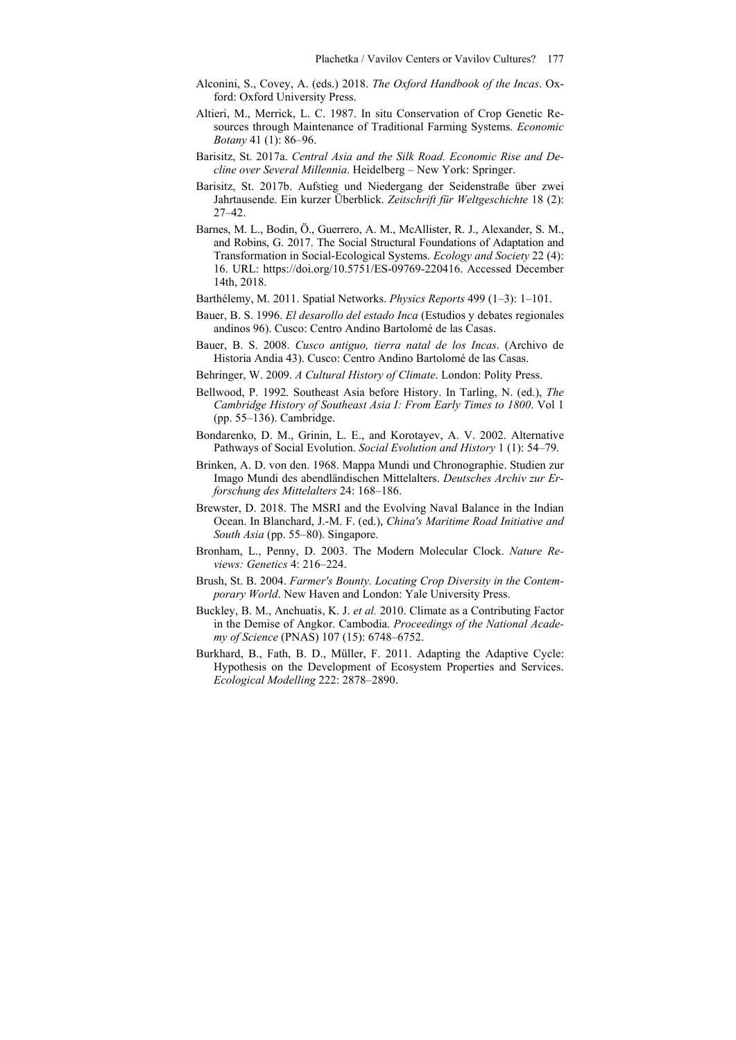Alconini, S., Covey, A. (eds.) 2018. *The Oxford Handbook of the Incas*. Oxford: Oxford University Press.

Altieri, M., Merrick, L. C. 1987. In situ Conservation of Crop Genetic Resources through Maintenance of Traditional Farming Systems. *Economic Botany* 41 (1): 86–96.

Barisitz, St. 2017a. *Central Asia and the Silk Road. Economic Rise and Decline over Several Millennia*. Heidelberg – New York: Springer.

Barisitz, St. 2017b. Aufstieg und Niedergang der Seidenstraße über zwei Jahrtausende. Ein kurzer Überblick. *Zeitschrift für Weltgeschichte* 18 (2): 27–42.

Barnes, M. L., Bodin, Ö., Guerrero, A. M., McAllister, R. J., Alexander, S. M., and Robins, G. 2017. The Social Structural Foundations of Adaptation and Transformation in Social-Ecological Systems. *Ecology and Society* 22 (4): 16. URL: https://doi.org/10.5751/ES-09769-220416. Accessed December 14th, 2018.

Barthélemy, M. 2011. Spatial Networks. *Physics Reports* 499 (1–3): 1–101.

Bauer, B. S. 1996. *El desarollo del estado Inca* (Estudios y debates regionales andinos 96). Cusco: Centro Andino Bartolomé de las Casas.

Bauer, B. S. 2008. *Cusco antiguo, tierra natal de los Incas*. (Archivo de Historia Andia 43). Cusco: Centro Andino Bartolomé de las Casas.

Behringer, W. 2009. *A Cultural History of Climate*. London: Polity Press.

Bellwood, P. 1992. Southeast Asia before History. In Tarling, N. (ed.), *The Cambridge History of Southeast Asia I: From Early Times to 1800*. Vol 1 (pp. 55–136). Cambridge.

Bondarenko, D. M., Grinin, L. E., and Korotayev, A. V. 2002. Alternative Pathways of Social Evolution. *Social Evolution and History* 1 (1): 54–79.

Brinken, A. D. von den. 1968. Mappa Mundi und Chronographie. Studien zur Imago Mundi des abendländischen Mittelalters. *Deutsches Archiv zur Erforschung des Mittelalters* 24: 168–186.

Brewster, D. 2018. The MSRI and the Evolving Naval Balance in the Indian Ocean. In Blanchard, J.-M. F. (ed.), *China's Maritime Road Initiative and South Asia* (pp. 55–80). Singapore.

Bronham, L., Penny, D. 2003. The Modern Molecular Clock. *Nature Reviews: Genetics* 4: 216–224.

Brush, St. B. 2004. *Farmer's Bounty. Locating Crop Diversity in the Contemporary World*. New Haven and London: Yale University Press.

Buckley, B. M., Anchuatis, K. J. *et al.* 2010. Climate as a Contributing Factor in the Demise of Angkor. Cambodia. *Proceedings of the National Academy of Science* (PNAS) 107 (15): 6748–6752.

Burkhard, B., Fath, B. D., Müller, F. 2011. Adapting the Adaptive Cycle: Hypothesis on the Development of Ecosystem Properties and Services. *Ecological Modelling* 222: 2878–2890.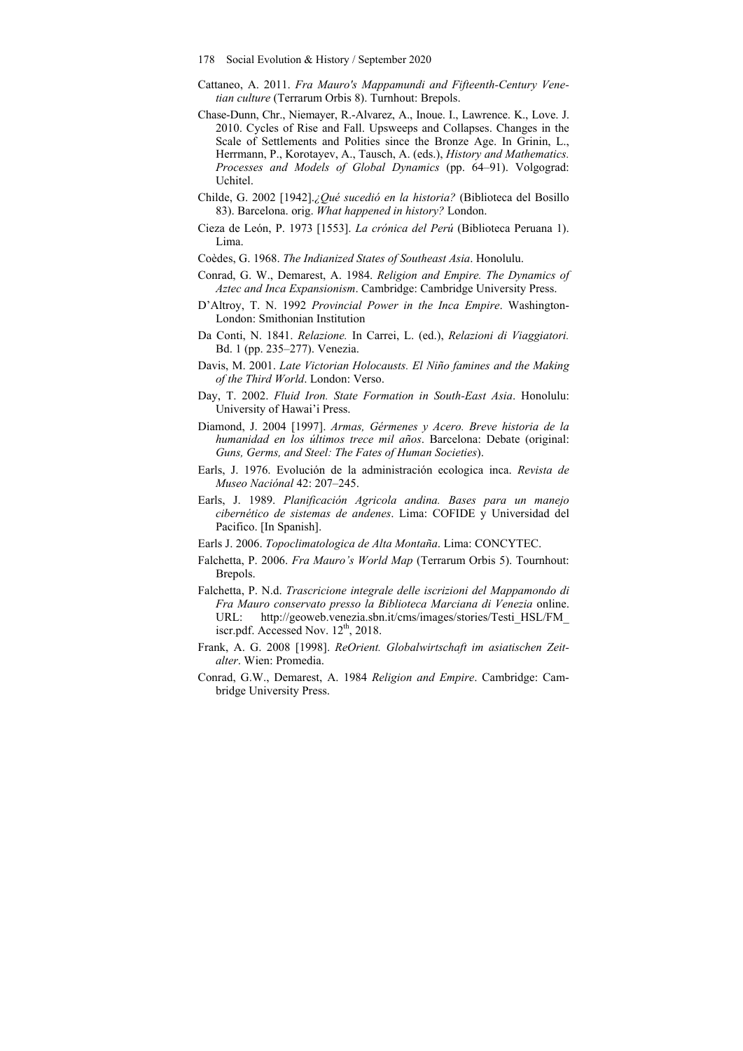Cattaneo, A. 2011. *Fra Mauro's Mappamundi and Fifteenth-Century Venetian culture* (Terrarum Orbis 8). Turnhout: Brepols.

Chase-Dunn, Chr., Niemayer, R.-Alvarez, A., Inoue. I., Lawrence. K., Love. J. 2010. Cycles of Rise and Fall. Upsweeps and Collapses. Changes in the Scale of Settlements and Polities since the Bronze Age. In Grinin, L., Herrmann, P., Korotayev, A., Tausch, A. (eds.), *History and Mathematics. Processes and Models of Global Dynamics* (pp. 64–91). Volgograd: Uchitel.

Childe, G. 2002 [1942].*¿Qué sucedió en la historia?* (Biblioteca del Bosillo 83). Barcelona. orig. *What happened in history?* London.

Cieza de León, P. 1973 [1553]. *La crónica del Perú* (Biblioteca Peruana 1). Lima.

Coèdes, G. 1968. *The Indianized States of Southeast Asia*. Honolulu.

Conrad, G. W., Demarest, A. 1984. *Religion and Empire. The Dynamics of Aztec and Inca Expansionism*. Cambridge: Cambridge University Press.

D'Altroy, T. N. 1992 *Provincial Power in the Inca Empire*. Washington-London: Smithonian Institution

Da Conti, N. 1841. *Relazione.* In Carrei, L. (ed.), *Relazioni di Viaggiatori.* Bd. 1 (pp. 235–277). Venezia.

Davis, M. 2001. *Late Victorian Holocausts. El Niño famines and the Making of the Third World*. London: Verso.

Day, T. 2002. *Fluid Iron. State Formation in South-East Asia*. Honolulu: University of Hawai'i Press.

Diamond, J. 2004 [1997]. *Armas, Gérmenes y Acero. Breve historia de la humanidad en los últimos trece mil años*. Barcelona: Debate (original: *Guns, Germs, and Steel: The Fates of Human Societies*).

Earls, J. 1976. Evolución de la administración ecologica inca. *Revista de Museo Naciónal* 42: 207–245.

Earls, J. 1989. *Planificación Agricola andina. Bases para un manejo cibernético de sistemas de andenes*. Lima: COFIDE y Universidad del Pacifico. [In Spanish].

Earls J. 2006. *Topoclimatologica de Alta Montaña*. Lima: CONCYTEC.

Falchetta, P. 2006. *Fra Mauro's World Map* (Terrarum Orbis 5). Tournhout: Brepols.

Falchetta, P. N.d. *Trascricione integrale delle iscrizioni del Mappamondo di Fra Mauro conservato presso la Biblioteca Marciana di Venezia* online. URL: http://geoweb.venezia.sbn.it/cms/images/stories/Testi_HSL/FM_iscr.pdf. Accessed Nov. 12th, 2018.

Frank, A. G. 2008 [1998]. *ReOrient. Globalwirtschaft im asiatischen Zeitalter*. Wien: Promedia.

Conrad, G.W., Demarest, A. 1984 *Religion and Empire*. Cambridge: Cambridge University Press.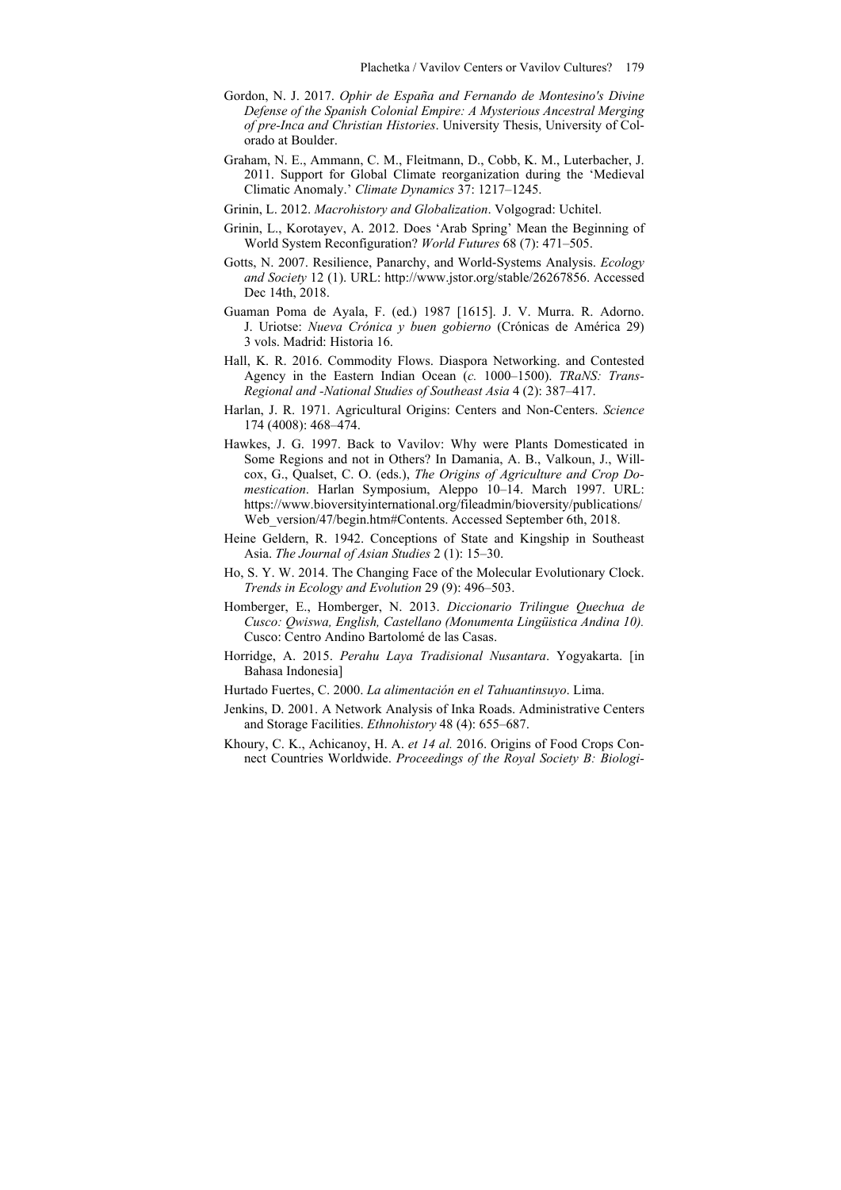Gordon, N. J. 2017. *Ophir de España and Fernando de Montesino's Divine Defense of the Spanish Colonial Empire: A Mysterious Ancestral Merging of pre-Inca and Christian Histories*. University Thesis, University of Colorado at Boulder.

Graham, N. E., Ammann, C. M., Fleitmann, D., Cobb, K. M., Luterbacher, J. 2011. Support for Global Climate reorganization during the 'Medieval Climatic Anomaly.' *Climate Dynamics* 37: 1217–1245.

Grinin, L. 2012. *Macrohistory and Globalization*. Volgograd: Uchitel.

Grinin, L., Korotayev, A. 2012. Does 'Arab Spring' Mean the Beginning of World System Reconfiguration? *World Futures* 68 (7): 471–505.

Gotts, N. 2007. Resilience, Panarchy, and World-Systems Analysis. *Ecology and Society* 12 (1). URL: http://www.jstor.org/stable/26267856. Accessed Dec 14th, 2018.

Guaman Poma de Ayala, F. (ed.) 1987 [1615]. J. V. Murra. R. Adorno. J. Uriotse: *Nueva Crónica y buen gobierno* (Crónicas de América 29) 3 vols. Madrid: Historia 16.

Hall, K. R. 2016. Commodity Flows. Diaspora Networking. and Contested Agency in the Eastern Indian Ocean (*c.* 1000–1500). *TRaNS: Trans-Regional and -National Studies of Southeast Asia* 4 (2): 387–417.

Harlan, J. R. 1971. Agricultural Origins: Centers and Non-Centers. *Science* 174 (4008): 468–474.

Hawkes, J. G. 1997. Back to Vavilov: Why were Plants Domesticated in Some Regions and not in Others? In Damania, A. B., Valkoun, J., Willcox, G., Qualset, C. O. (eds.), *The Origins of Agriculture and Crop Domestication*. Harlan Symposium, Aleppo 10–14. March 1997. URL: https://www.bioversityinternational.org/fileadmin/bioversity/publications/Web_version/47/begin.htm#Contents. Accessed September 6th, 2018.

Heine Geldern, R. 1942. Conceptions of State and Kingship in Southeast Asia. *The Journal of Asian Studies* 2 (1): 15–30.

Ho, S. Y. W. 2014. The Changing Face of the Molecular Evolutionary Clock. *Trends in Ecology and Evolution* 29 (9): 496–503.

Homberger, E., Homberger, N. 2013. *Diccionario Trilingue Quechua de Cusco: Qwiswa, English, Castellano (Monumenta Lingüística Andina 10).* Cusco: Centro Andino Bartolomé de las Casas.

Horridge, A. 2015. *Perahu Laya Tradisional Nusantara*. Yogyakarta. [in Bahasa Indonesia]

Hurtado Fuertes, C. 2000. *La alimentación en el Tahuantinsuyo*. Lima.

Jenkins, D. 2001. A Network Analysis of Inka Roads. Administrative Centers and Storage Facilities. *Ethnohistory* 48 (4): 655–687.

Khoury, C. K., Achicanoy, H. A. *et 14 al.* 2016. Origins of Food Crops Connect Countries Worldwide. *Proceedings of the Royal Society B: Biologi-*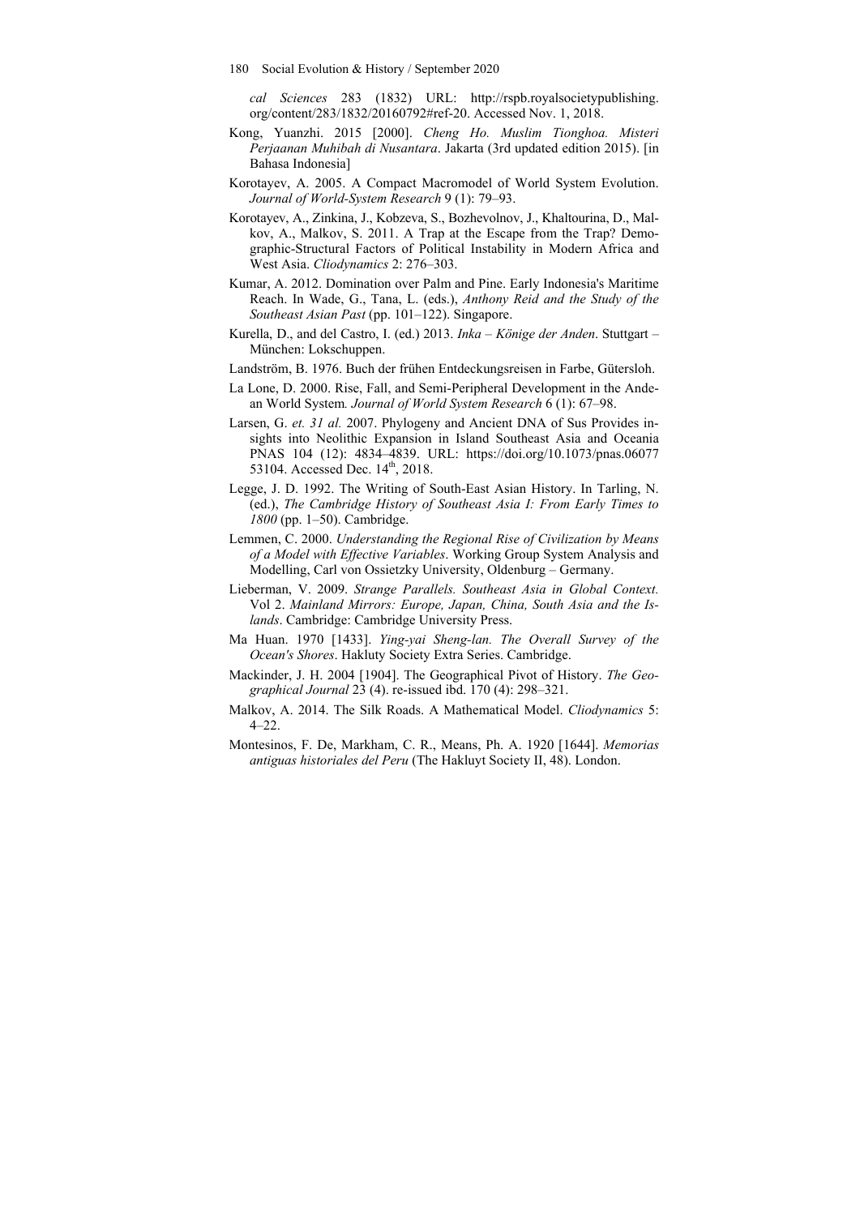*cal Sciences* 283 (1832) URL: http://rspb.royalsocietypublishing.org/content/283/1832/20160792#ref-20. Accessed Nov. 1, 2018.

Kong, Yuanzhi. 2015 [2000]. *Cheng Ho. Muslim Tionghoa. Misteri Perjaanan Muhibah di Nusantara*. Jakarta (3rd updated edition 2015). [in Bahasa Indonesia]

Korotayev, A. 2005. A Compact Macromodel of World System Evolution. *Journal of World-System Research* 9 (1): 79–93.

Korotayev, A., Zinkina, J., Kobzeva, S., Bozhevolnov, J., Khaltourina, D., Malkov, A., Malkov, S. 2011. A Trap at the Escape from the Trap? Demographic-Structural Factors of Political Instability in Modern Africa and West Asia. *Cliodynamics* 2: 276–303.

Kumar, A. 2012. Domination over Palm and Pine. Early Indonesia's Maritime Reach. In Wade, G., Tana, L. (eds.), *Anthony Reid and the Study of the Southeast Asian Past* (pp. 101–122). Singapore.

Kurella, D., and del Castro, I. (ed.) 2013. *Inka – Könige der Anden*. Stuttgart – München: Lokschuppen.

Landström, B. 1976. Buch der frühen Entdeckungsreisen in Farbe, Gütersloh.

La Lone, D. 2000. Rise, Fall, and Semi-Peripheral Development in the Andean World System. *Journal of World System Research* 6 (1): 67–98.

Larsen, G. *et. 31 al.* 2007. Phylogeny and Ancient DNA of Sus Provides insights into Neolithic Expansion in Island Southeast Asia and Oceania PNAS 104 (12): 4834–4839. URL: https://doi.org/10.1073/pnas.0607753104. Accessed Dec. 14th, 2018.

Legge, J. D. 1992. The Writing of South-East Asian History. In Tarling, N. (ed.), *The Cambridge History of Southeast Asia I: From Early Times to 1800* (pp. 1–50). Cambridge.

Lemmen, C. 2000. *Understanding the Regional Rise of Civilization by Means of a Model with Effective Variables*. Working Group System Analysis and Modelling, Carl von Ossietzky University, Oldenburg – Germany.

Lieberman, V. 2009. *Strange Parallels. Southeast Asia in Global Context.* Vol 2. *Mainland Mirrors: Europe, Japan, China, South Asia and the Islands*. Cambridge: Cambridge University Press.

Ma Huan. 1970 [1433]. *Ying-yai Sheng-lan. The Overall Survey of the Ocean's Shores*. Hakluty Society Extra Series. Cambridge.

Mackinder, J. H. 2004 [1904]. The Geographical Pivot of History. *The Geographical Journal* 23 (4). re-issued ibd. 170 (4): 298–321.

Malkov, A. 2014. The Silk Roads. A Mathematical Model. *Cliodynamics* 5: 4–22.

Montesinos, F. De, Markham, C. R., Means, Ph. A. 1920 [1644]. *Memorias antiguas historiales del Peru* (The Hakluyt Society II, 48). London.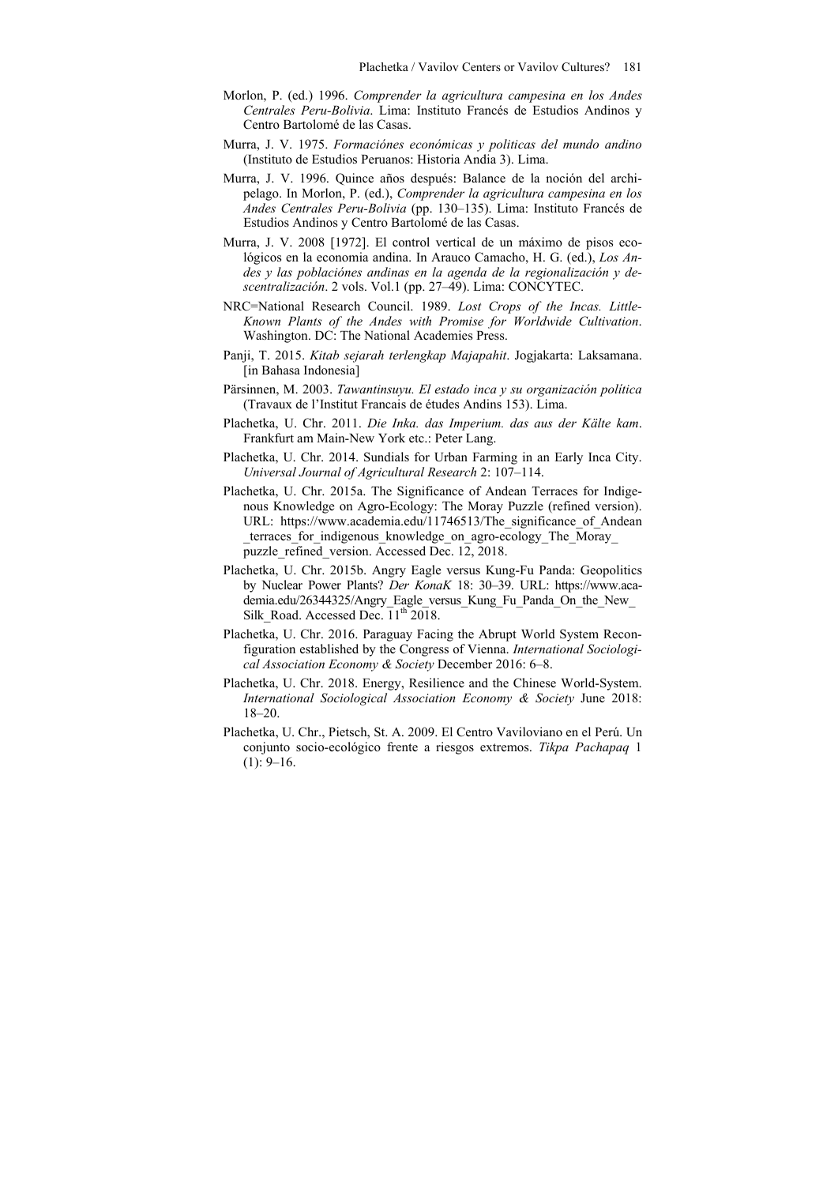Morlon, P. (ed.) 1996. *Comprender la agricultura campesina en los Andes Centrales Peru-Bolivia*. Lima: Instituto Francés de Estudios Andinos y Centro Bartolomé de las Casas.

Murra, J. V. 1975. *Formaciónes económicas y politicas del mundo andino* (Instituto de Estudios Peruanos: Historia Andia 3). Lima.

Murra, J. V. 1996. Quince años después: Balance de la noción del archipelago. In Morlon, P. (ed.), *Comprender la agricultura campesina en los Andes Centrales Peru-Bolivia* (pp. 130–135). Lima: Instituto Francés de Estudios Andinos y Centro Bartolomé de las Casas.

Murra, J. V. 2008 [1972]. El control vertical de un máximo de pisos ecológicos en la economia andina. In Arauco Camacho, H. G. (ed.), *Los Andes y las poblaciónes andinas en la agenda de la regionalización y descentralización*. 2 vols. Vol.1 (pp. 27–49). Lima: CONCYTEC.

NRC=National Research Council. 1989. *Lost Crops of the Incas. Little-Known Plants of the Andes with Promise for Worldwide Cultivation*. Washington. DC: The National Academies Press.

Panji, T. 2015. *Kitab sejarah terlengkap Majapahit*. Jogjakarta: Laksamana. [in Bahasa Indonesia]

Pärsinnen, M. 2003. *Tawantinsuyu. El estado inca y su organización política* (Travaux de l'Institut Francais de études Andins 153). Lima.

Plachetka, U. Chr. 2011. *Die Inka. das Imperium. das aus der Kälte kam*. Frankfurt am Main-New York etc.: Peter Lang.

Plachetka, U. Chr. 2014. Sundials for Urban Farming in an Early Inca City. *Universal Journal of Agricultural Research* 2: 107–114.

Plachetka, U. Chr. 2015a. The Significance of Andean Terraces for Indigenous Knowledge on Agro-Ecology: The Moray Puzzle (refined version). URL: https://www.academia.edu/11746513/The_significance_of_Andean_terraces_for_indigenous_knowledge_on_agro-ecology_The_Moray_puzzle_refined_version. Accessed Dec. 12, 2018.

Plachetka, U. Chr. 2015b. Angry Eagle versus Kung-Fu Panda: Geopolitics by Nuclear Power Plants? *Der KonaK* 18: 30–39. URL: https://www.academia.edu/26344325/Angry_Eagle_versus_Kung_Fu_Panda_On_the_New_Silk_Road. Accessed Dec. 11th 2018.

Plachetka, U. Chr. 2016. Paraguay Facing the Abrupt World System Reconfiguration established by the Congress of Vienna. *International Sociological Association Economy & Society* December 2016: 6–8.

Plachetka, U. Chr. 2018. Energy, Resilience and the Chinese World-System. *International Sociological Association Economy & Society* June 2018: 18–20.

Plachetka, U. Chr., Pietsch, St. A. 2009. El Centro Vaviloviano en el Perú. Un conjunto socio-ecológico frente a riesgos extremos. *Tikpa Pachapaq* 1 (1): 9–16.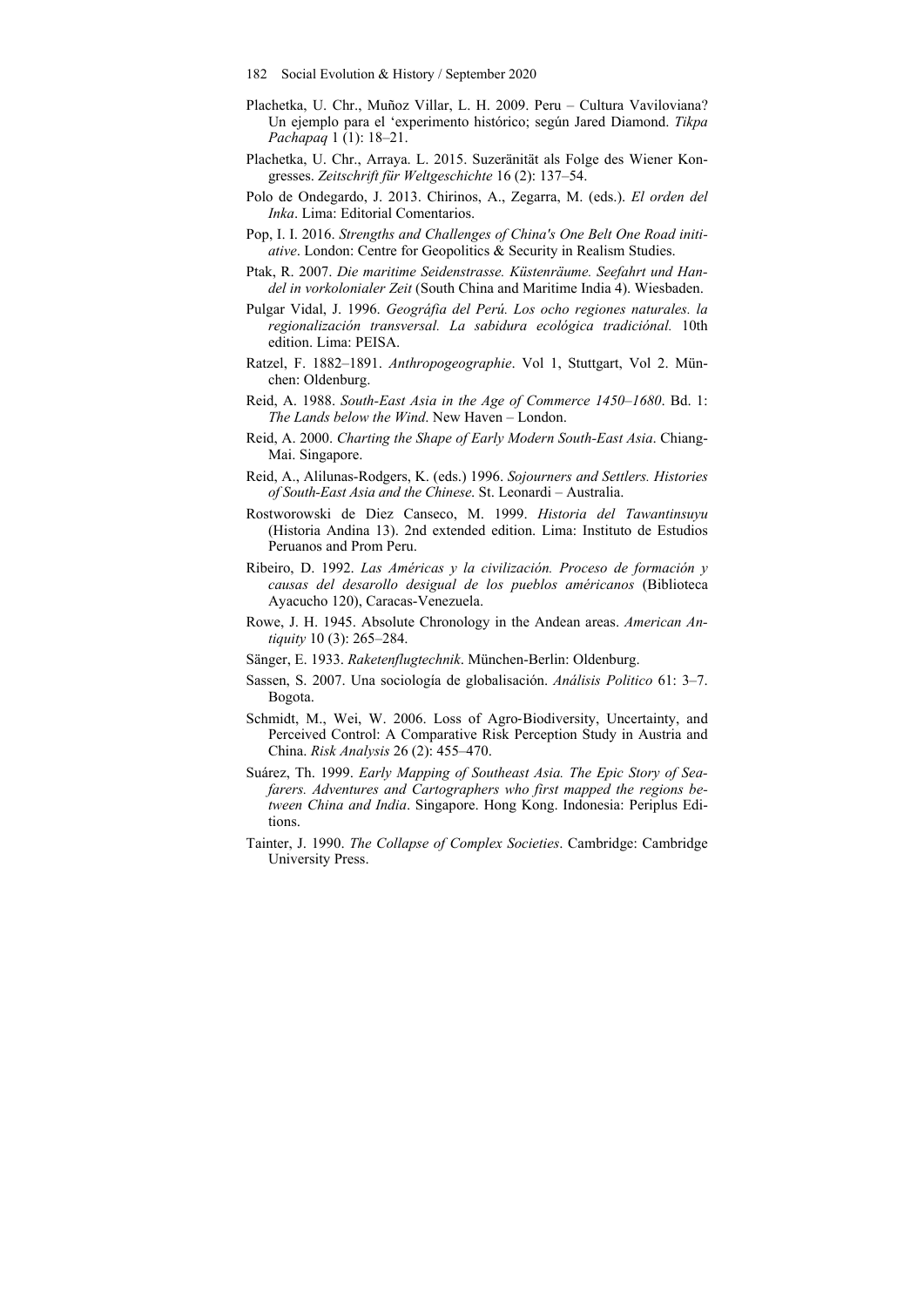Plachetka, U. Chr., Muñoz Villar, L. H. 2009. Peru – Cultura Vaviloviana? Un ejemplo para el 'experimento histórico; según Jared Diamond. *Tikpa Pachapaq* 1 (1): 18–21.

Plachetka, U. Chr., Arraya. L. 2015. Suzeränität als Folge des Wiener Kongresses. *Zeitschrift für Weltgeschichte* 16 (2): 137–54.

Polo de Ondegardo, J. 2013. Chirinos, A., Zegarra, M. (eds.). *El orden del Inka*. Lima: Editorial Comentarios.

Pop, I. I. 2016. *Strengths and Challenges of China's One Belt One Road initiative*. London: Centre for Geopolitics & Security in Realism Studies.

Ptak, R. 2007. *Die maritime Seidenstrasse. Küstenräume. Seefahrt und Handel in vorkolonialer Zeit* (South China and Maritime India 4). Wiesbaden.

Pulgar Vidal, J. 1996. *Geográfia del Perú. Los ocho regiones naturales. la regionalización transversal. La sabidura ecológica tradiciónal.* 10th edition. Lima: PEISA.

Ratzel, F. 1882–1891. *Anthropogeographie*. Vol 1, Stuttgart, Vol 2. München: Oldenburg.

Reid, A. 1988. *South-East Asia in the Age of Commerce 1450–1680*. Bd. 1: *The Lands below the Wind*. New Haven – London.

Reid, A. 2000. *Charting the Shape of Early Modern South-East Asia*. Chiang-Mai. Singapore.

Reid, A., Alilunas-Rodgers, K. (eds.) 1996. *Sojourners and Settlers. Histories of South-East Asia and the Chinese*. St. Leonardi – Australia.

Rostworowski de Diez Canseco, M. 1999. *Historia del Tawantinsuyu* (Historia Andina 13). 2nd extended edition. Lima: Instituto de Estudios Peruanos and Prom Peru.

Ribeiro, D. 1992. *Las Américas y la civilización. Proceso de formación y causas del desarollo desigual de los pueblos américanos* (Biblioteca Ayacucho 120), Caracas-Venezuela.

Rowe, J. H. 1945. Absolute Chronology in the Andean areas. *American Antiquity* 10 (3): 265–284.

Sänger, E. 1933. *Raketenflugtechnik*. München-Berlin: Oldenburg.

Sassen, S. 2007. Una sociología de globalisación. *Análisis Politico* 61: 3–7. Bogota.

Schmidt, M., Wei, W. 2006. Loss of Agro-Biodiversity, Uncertainty, and Perceived Control: A Comparative Risk Perception Study in Austria and China. *Risk Analysis* 26 (2): 455–470.

Suárez, Th. 1999. *Early Mapping of Southeast Asia. The Epic Story of Seafarers. Adventures and Cartographers who first mapped the regions between China and India*. Singapore. Hong Kong. Indonesia: Periplus Editions.

Tainter, J. 1990. *The Collapse of Complex Societies*. Cambridge: Cambridge University Press.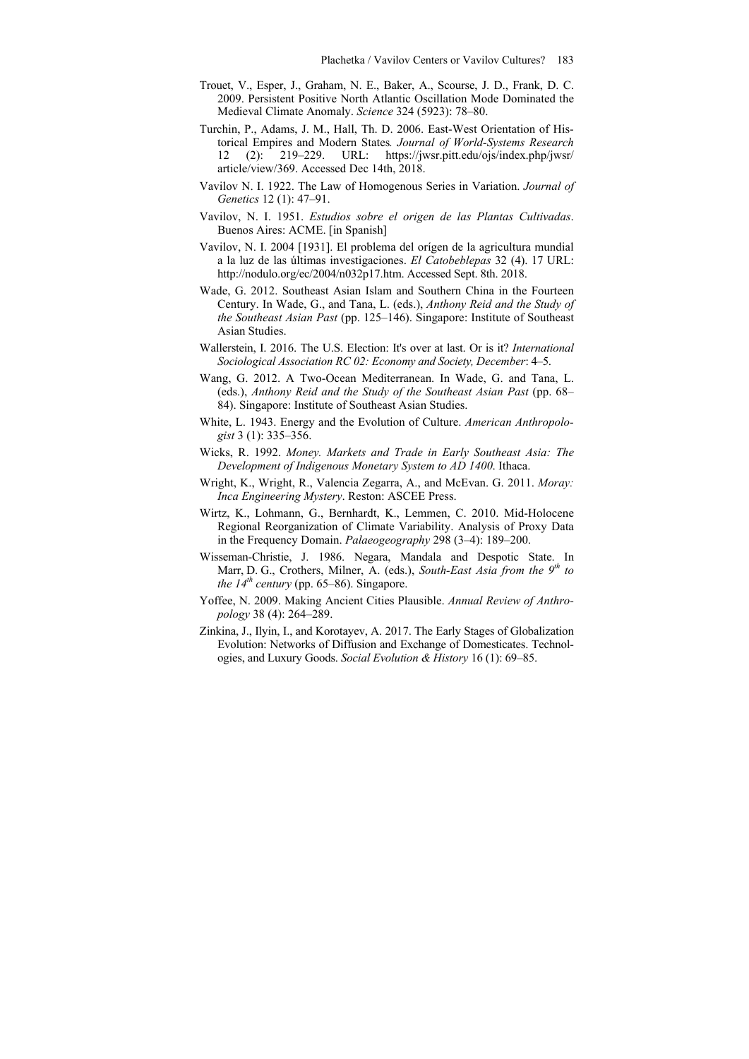Trouet, V., Esper, J., Graham, N. E., Baker, A., Scourse, J. D., Frank, D. C. 2009. Persistent Positive North Atlantic Oscillation Mode Dominated the Medieval Climate Anomaly. *Science* 324 (5923): 78–80.

Turchin, P., Adams, J. M., Hall, Th. D. 2006. East-West Orientation of Historical Empires and Modern States*. Journal of World-Systems Research* 12 (2): 219–229. URL: https://jwsr.pitt.edu/ojs/index.php/jwsr/article/view/369. Accessed Dec 14th, 2018.

Vavilov N. I. 1922. The Law of Homogenous Series in Variation. *Journal of Genetics* 12 (1): 47–91.

Vavilov, N. I. 1951. *Estudios sobre el origen de las Plantas Cultivadas*. Buenos Aires: ACME. [in Spanish]

Vavilov, N. I. 2004 [1931]. El problema del orígen de la agricultura mundial a la luz de las últimas investigaciones. *El Catobeblepas* 32 (4). 17 URL: http://nodulo.org/ec/2004/n032p17.htm. Accessed Sept. 8th. 2018.

Wade, G. 2012. Southeast Asian Islam and Southern China in the Fourteen Century. In Wade, G., and Tana, L. (eds.), *Anthony Reid and the Study of the Southeast Asian Past* (pp. 125–146). Singapore: Institute of Southeast Asian Studies.

Wallerstein, I. 2016. The U.S. Election: It's over at last. Or is it? *International Sociological Association RC 02: Economy and Society, December*: 4–5.

Wang, G. 2012. A Two-Ocean Mediterranean. In Wade, G. and Tana, L. (eds.), *Anthony Reid and the Study of the Southeast Asian Past* (pp. 68–84). Singapore: Institute of Southeast Asian Studies.

White, L. 1943. Energy and the Evolution of Culture. *American Anthropologist* 3 (1): 335–356.

Wicks, R. 1992. *Money. Markets and Trade in Early Southeast Asia: The Development of Indigenous Monetary System to AD 1400*. Ithaca.

Wright, K., Wright, R., Valencia Zegarra, A., and McEvan. G. 2011. *Moray: Inca Engineering Mystery*. Reston: ASCEE Press.

Wirtz, K., Lohmann, G., Bernhardt, K., Lemmen, C. 2010. Mid-Holocene Regional Reorganization of Climate Variability. Analysis of Proxy Data in the Frequency Domain. *Palaeogeography* 298 (3–4): 189–200.

Wisseman-Christie, J. 1986. Negara, Mandala and Despotic State. In Marr, D. G., Crothers, Milner, A. (eds.), *South-East Asia from the 9th to the 14th century* (pp. 65–86). Singapore.

Yoffee, N. 2009. Making Ancient Cities Plausible. *Annual Review of Anthropology* 38 (4): 264–289.

Zinkina, J., Ilyin, I., and Korotayev, A. 2017. The Early Stages of Globalization Evolution: Networks of Diffusion and Exchange of Domesticates. Technologies, and Luxury Goods. *Social Evolution & History* 16 (1): 69–85.